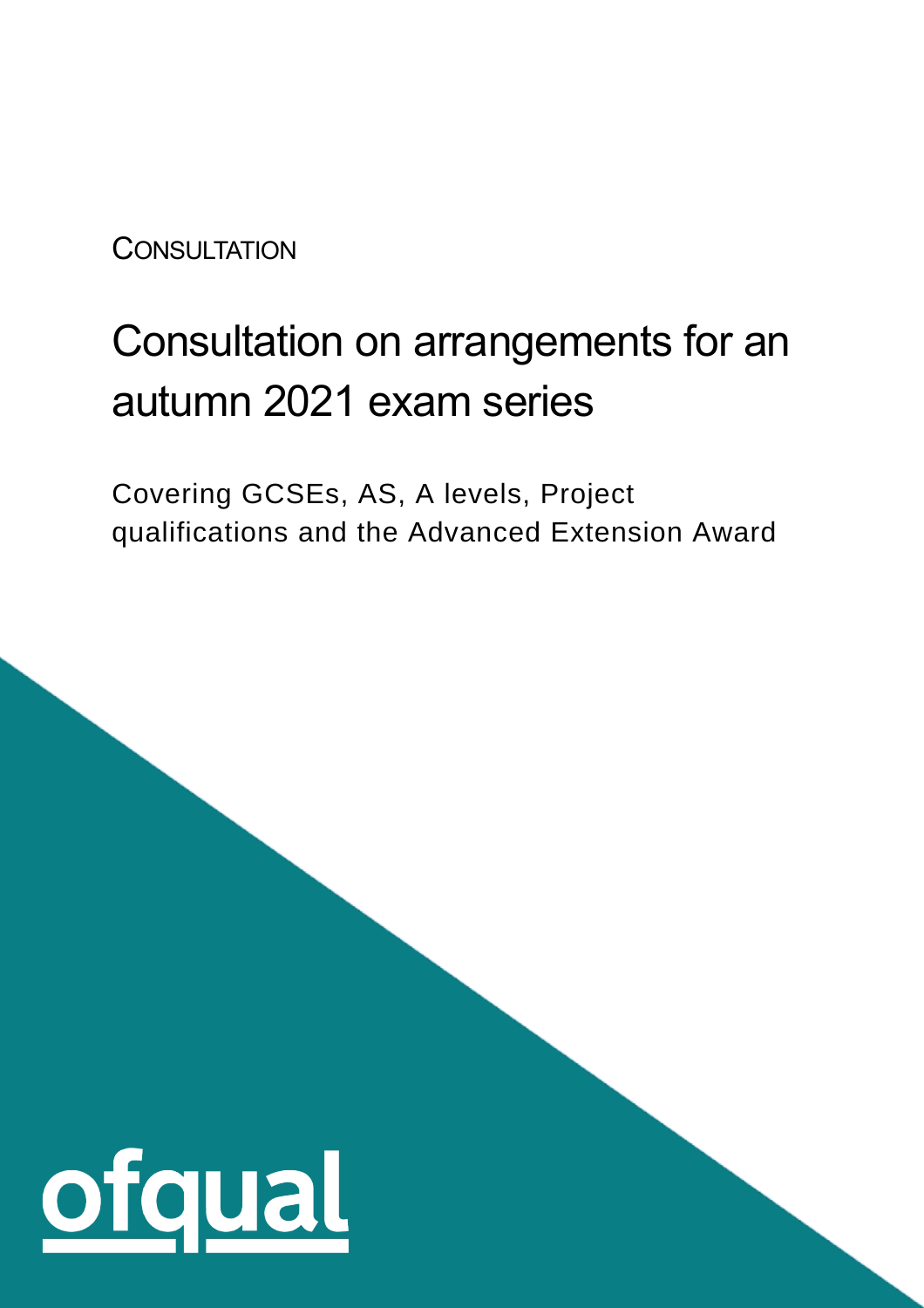CONSULTATION

# Consultation on arrangements for an autumn 2021 exam series

Covering GCSEs, AS, A levels, Project qualifications and the Advanced Extension Award

ofqual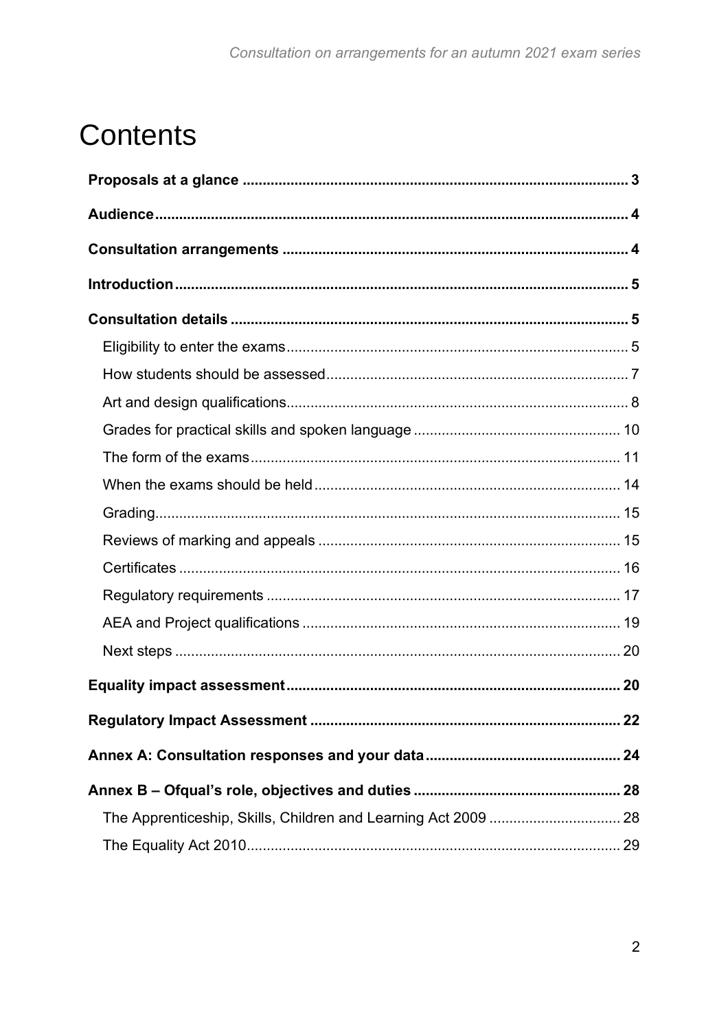# Contents

**Proposals at a glance** 3

**Audience** 4

**Consultation arrangements** 4

**Introduction** 5

**Consultation details** 5

- Eligibility to enter the exams 5
- How students should be assessed 7
- Art and design qualifications 8
- Grades for practical skills and spoken language 10
- The form of the exams 11
- When the exams should be held 14
- Grading 15
- Reviews of marking and appeals 15
- Certificates 16
- Regulatory requirements 17
- AEA and Project qualifications 19
- Next steps 20

**Equality impact assessment** 20

**Regulatory Impact Assessment** 22

**Annex A: Consultation responses and your data** 24

**Annex B – Ofqual's role, objectives and duties** 28

- The Apprenticeship, Skills, Children and Learning Act 2009 28
- The Equality Act 2010 29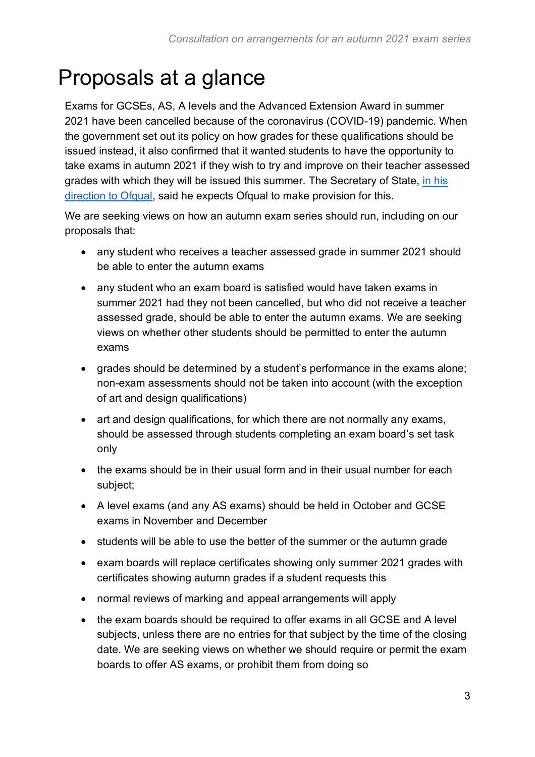# Proposals at a glance

Exams for GCSEs, AS, A levels and the Advanced Extension Award in summer 2021 have been cancelled because of the coronavirus (COVID-19) pandemic. When the government set out its policy on how grades for these qualifications should be issued instead, it also confirmed that it wanted students to have the opportunity to take exams in autumn 2021 if they wish to try and improve on their teacher assessed grades with which they will be issued this summer. The Secretary of State, in his direction to Ofqual, said he expects Ofqual to make provision for this.

We are seeking views on how an autumn exam series should run, including on our proposals that:

- any student who receives a teacher assessed grade in summer 2021 should be able to enter the autumn exams
- any student who an exam board is satisfied would have taken exams in summer 2021 had they not been cancelled, but who did not receive a teacher assessed grade, should be able to enter the autumn exams. We are seeking views on whether other students should be permitted to enter the autumn exams
- grades should be determined by a student's performance in the exams alone; non-exam assessments should not be taken into account (with the exception of art and design qualifications)
- art and design qualifications, for which there are not normally any exams, should be assessed through students completing an exam board's set task only
- the exams should be in their usual form and in their usual number for each subject;
- A level exams (and any AS exams) should be held in October and GCSE exams in November and December
- students will be able to use the better of the summer or the autumn grade
- exam boards will replace certificates showing only summer 2021 grades with certificates showing autumn grades if a student requests this
- normal reviews of marking and appeal arrangements will apply
- the exam boards should be required to offer exams in all GCSE and A level subjects, unless there are no entries for that subject by the time of the closing date. We are seeking views on whether we should require or permit the exam boards to offer AS exams, or prohibit them from doing so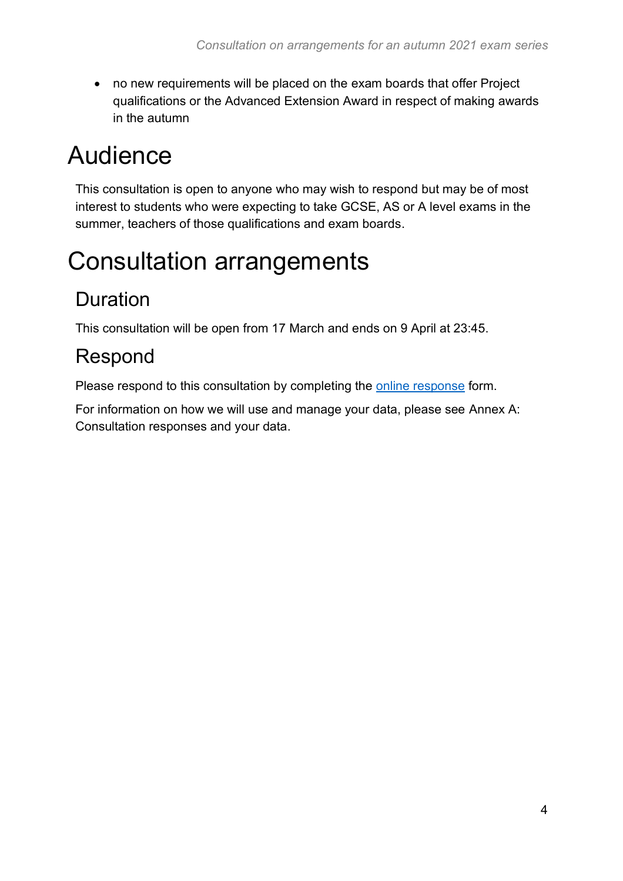- no new requirements will be placed on the exam boards that offer Project qualifications or the Advanced Extension Award in respect of making awards in the autumn

# Audience

This consultation is open to anyone who may wish to respond but may be of most interest to students who were expecting to take GCSE, AS or A level exams in the summer, teachers of those qualifications and exam boards.

# Consultation arrangements

## Duration

This consultation will be open from 17 March and ends on 9 April at 23:45.

## Respond

Please respond to this consultation by completing the online response form.

For information on how we will use and manage your data, please see Annex A: Consultation responses and your data.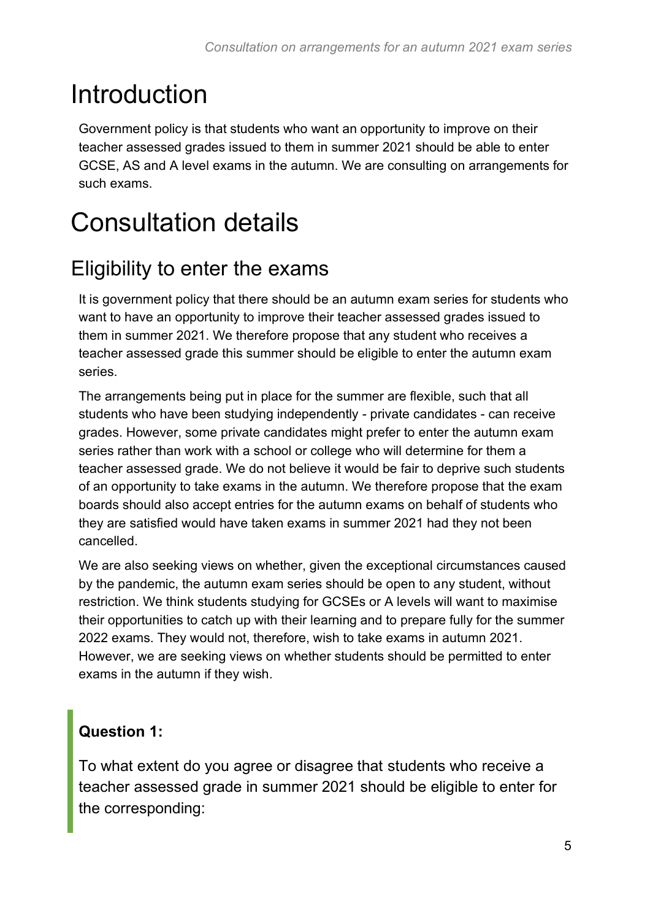# Introduction

Government policy is that students who want an opportunity to improve on their teacher assessed grades issued to them in summer 2021 should be able to enter GCSE, AS and A level exams in the autumn. We are consulting on arrangements for such exams.

# Consultation details

## Eligibility to enter the exams

It is government policy that there should be an autumn exam series for students who want to have an opportunity to improve their teacher assessed grades issued to them in summer 2021. We therefore propose that any student who receives a teacher assessed grade this summer should be eligible to enter the autumn exam series.

The arrangements being put in place for the summer are flexible, such that all students who have been studying independently - private candidates - can receive grades. However, some private candidates might prefer to enter the autumn exam series rather than work with a school or college who will determine for them a teacher assessed grade. We do not believe it would be fair to deprive such students of an opportunity to take exams in the autumn. We therefore propose that the exam boards should also accept entries for the autumn exams on behalf of students who they are satisfied would have taken exams in summer 2021 had they not been cancelled.

We are also seeking views on whether, given the exceptional circumstances caused by the pandemic, the autumn exam series should be open to any student, without restriction. We think students studying for GCSEs or A levels will want to maximise their opportunities to catch up with their learning and to prepare fully for the summer 2022 exams. They would not, therefore, wish to take exams in autumn 2021. However, we are seeking views on whether students should be permitted to enter exams in the autumn if they wish.

**Question 1:**

To what extent do you agree or disagree that students who receive a teacher assessed grade in summer 2021 should be eligible to enter for the corresponding: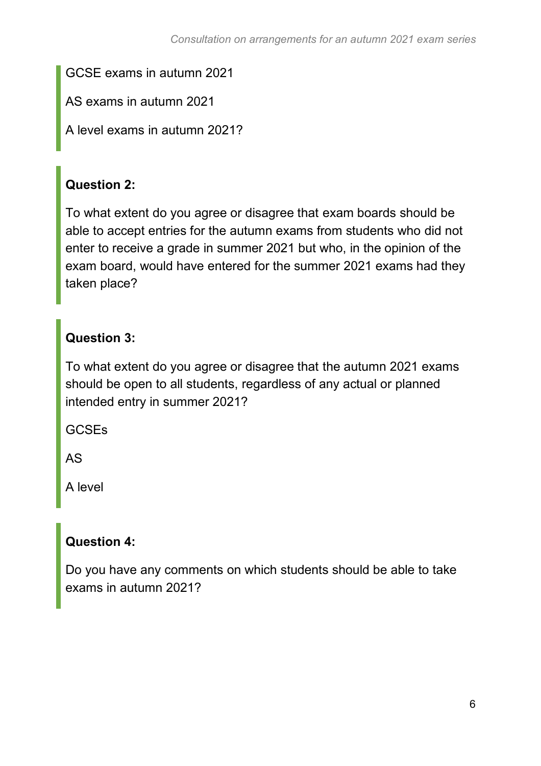GCSE exams in autumn 2021

AS exams in autumn 2021

A level exams in autumn 2021?

**Question 2:**

To what extent do you agree or disagree that exam boards should be able to accept entries for the autumn exams from students who did not enter to receive a grade in summer 2021 but who, in the opinion of the exam board, would have entered for the summer 2021 exams had they taken place?

**Question 3:**

To what extent do you agree or disagree that the autumn 2021 exams should be open to all students, regardless of any actual or planned intended entry in summer 2021?

GCSEs

AS

A level

**Question 4:**

Do you have any comments on which students should be able to take exams in autumn 2021?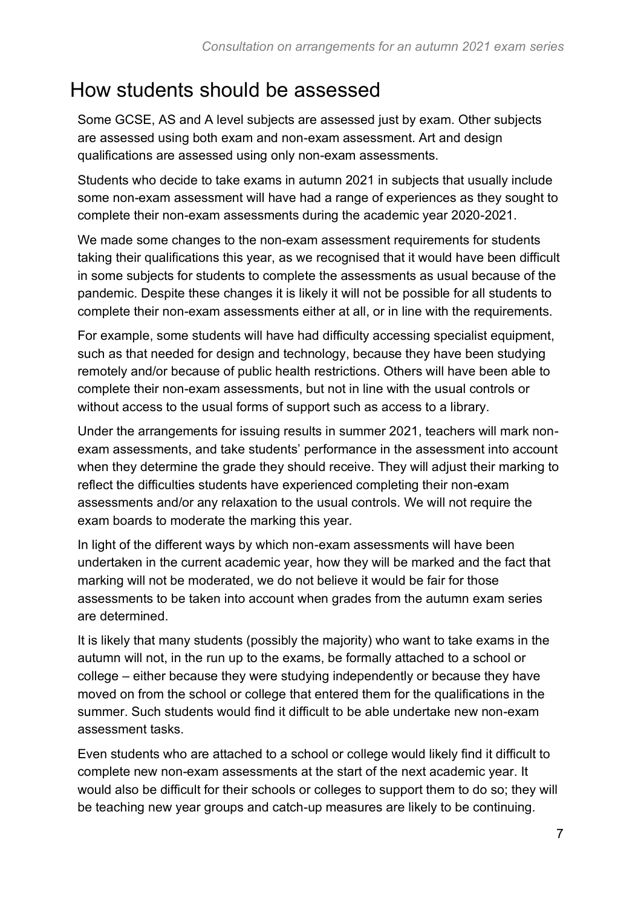## How students should be assessed

Some GCSE, AS and A level subjects are assessed just by exam. Other subjects are assessed using both exam and non-exam assessment. Art and design qualifications are assessed using only non-exam assessments.

Students who decide to take exams in autumn 2021 in subjects that usually include some non-exam assessment will have had a range of experiences as they sought to complete their non-exam assessments during the academic year 2020-2021.

We made some changes to the non-exam assessment requirements for students taking their qualifications this year, as we recognised that it would have been difficult in some subjects for students to complete the assessments as usual because of the pandemic. Despite these changes it is likely it will not be possible for all students to complete their non-exam assessments either at all, or in line with the requirements.

For example, some students will have had difficulty accessing specialist equipment, such as that needed for design and technology, because they have been studying remotely and/or because of public health restrictions. Others will have been able to complete their non-exam assessments, but not in line with the usual controls or without access to the usual forms of support such as access to a library.

Under the arrangements for issuing results in summer 2021, teachers will mark non-exam assessments, and take students' performance in the assessment into account when they determine the grade they should receive. They will adjust their marking to reflect the difficulties students have experienced completing their non-exam assessments and/or any relaxation to the usual controls. We will not require the exam boards to moderate the marking this year.

In light of the different ways by which non-exam assessments will have been undertaken in the current academic year, how they will be marked and the fact that marking will not be moderated, we do not believe it would be fair for those assessments to be taken into account when grades from the autumn exam series are determined.

It is likely that many students (possibly the majority) who want to take exams in the autumn will not, in the run up to the exams, be formally attached to a school or college – either because they were studying independently or because they have moved on from the school or college that entered them for the qualifications in the summer. Such students would find it difficult to be able undertake new non-exam assessment tasks.

Even students who are attached to a school or college would likely find it difficult to complete new non-exam assessments at the start of the next academic year. It would also be difficult for their schools or colleges to support them to do so; they will be teaching new year groups and catch-up measures are likely to be continuing.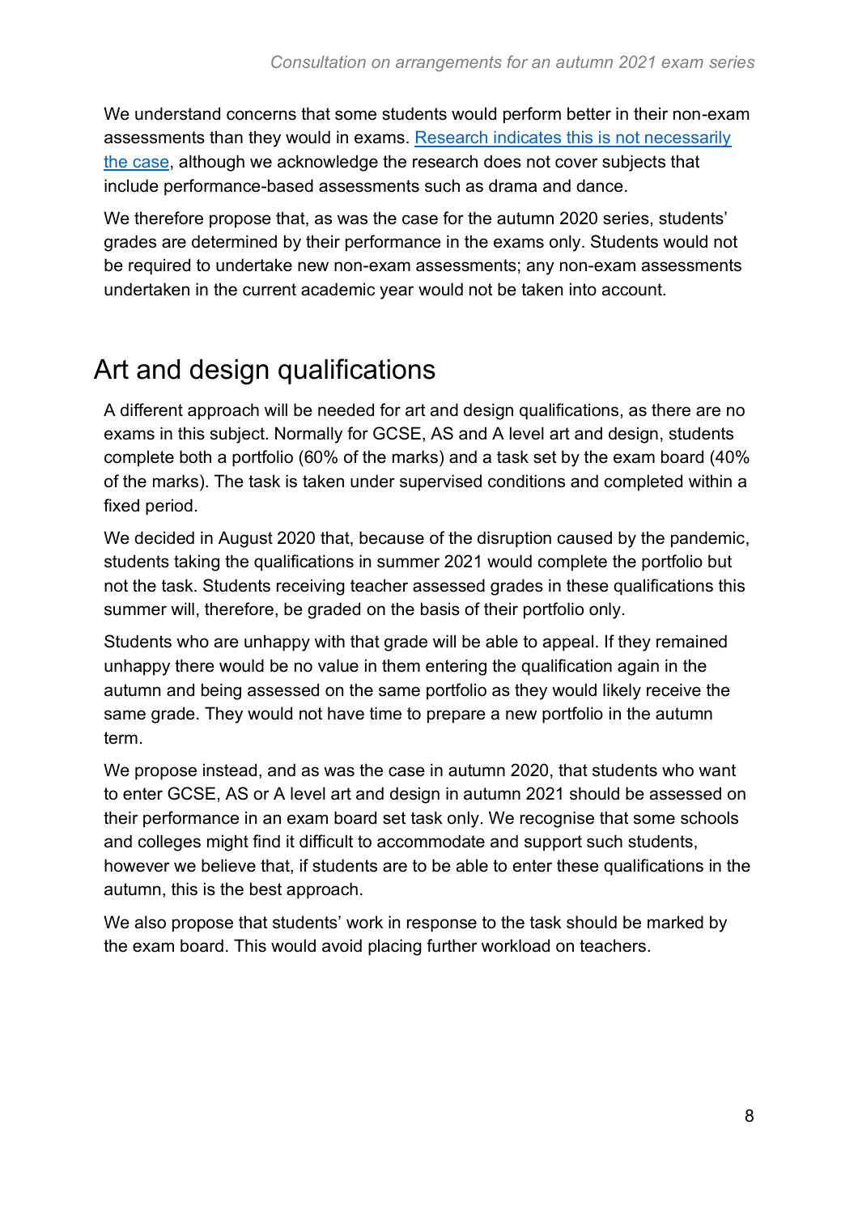We understand concerns that some students would perform better in their non-exam assessments than they would in exams. [Research indicates this is not necessarily the case](), although we acknowledge the research does not cover subjects that include performance-based assessments such as drama and dance.

We therefore propose that, as was the case for the autumn 2020 series, students' grades are determined by their performance in the exams only. Students would not be required to undertake new non-exam assessments; any non-exam assessments undertaken in the current academic year would not be taken into account.

## Art and design qualifications

A different approach will be needed for art and design qualifications, as there are no exams in this subject. Normally for GCSE, AS and A level art and design, students complete both a portfolio (60% of the marks) and a task set by the exam board (40% of the marks). The task is taken under supervised conditions and completed within a fixed period.

We decided in August 2020 that, because of the disruption caused by the pandemic, students taking the qualifications in summer 2021 would complete the portfolio but not the task. Students receiving teacher assessed grades in these qualifications this summer will, therefore, be graded on the basis of their portfolio only.

Students who are unhappy with that grade will be able to appeal. If they remained unhappy there would be no value in them entering the qualification again in the autumn and being assessed on the same portfolio as they would likely receive the same grade. They would not have time to prepare a new portfolio in the autumn term.

We propose instead, and as was the case in autumn 2020, that students who want to enter GCSE, AS or A level art and design in autumn 2021 should be assessed on their performance in an exam board set task only. We recognise that some schools and colleges might find it difficult to accommodate and support such students, however we believe that, if students are to be able to enter these qualifications in the autumn, this is the best approach.

We also propose that students' work in response to the task should be marked by the exam board. This would avoid placing further workload on teachers.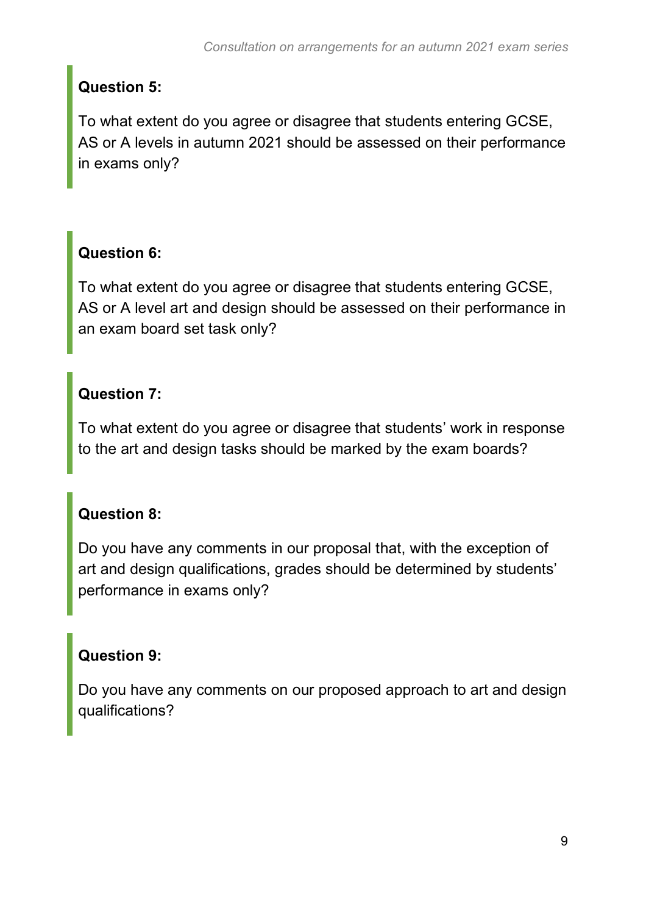**Question 5:**

To what extent do you agree or disagree that students entering GCSE, AS or A levels in autumn 2021 should be assessed on their performance in exams only?

**Question 6:**

To what extent do you agree or disagree that students entering GCSE, AS or A level art and design should be assessed on their performance in an exam board set task only?

**Question 7:**

To what extent do you agree or disagree that students' work in response to the art and design tasks should be marked by the exam boards?

**Question 8:**

Do you have any comments in our proposal that, with the exception of art and design qualifications, grades should be determined by students' performance in exams only?

**Question 9:**

Do you have any comments on our proposed approach to art and design qualifications?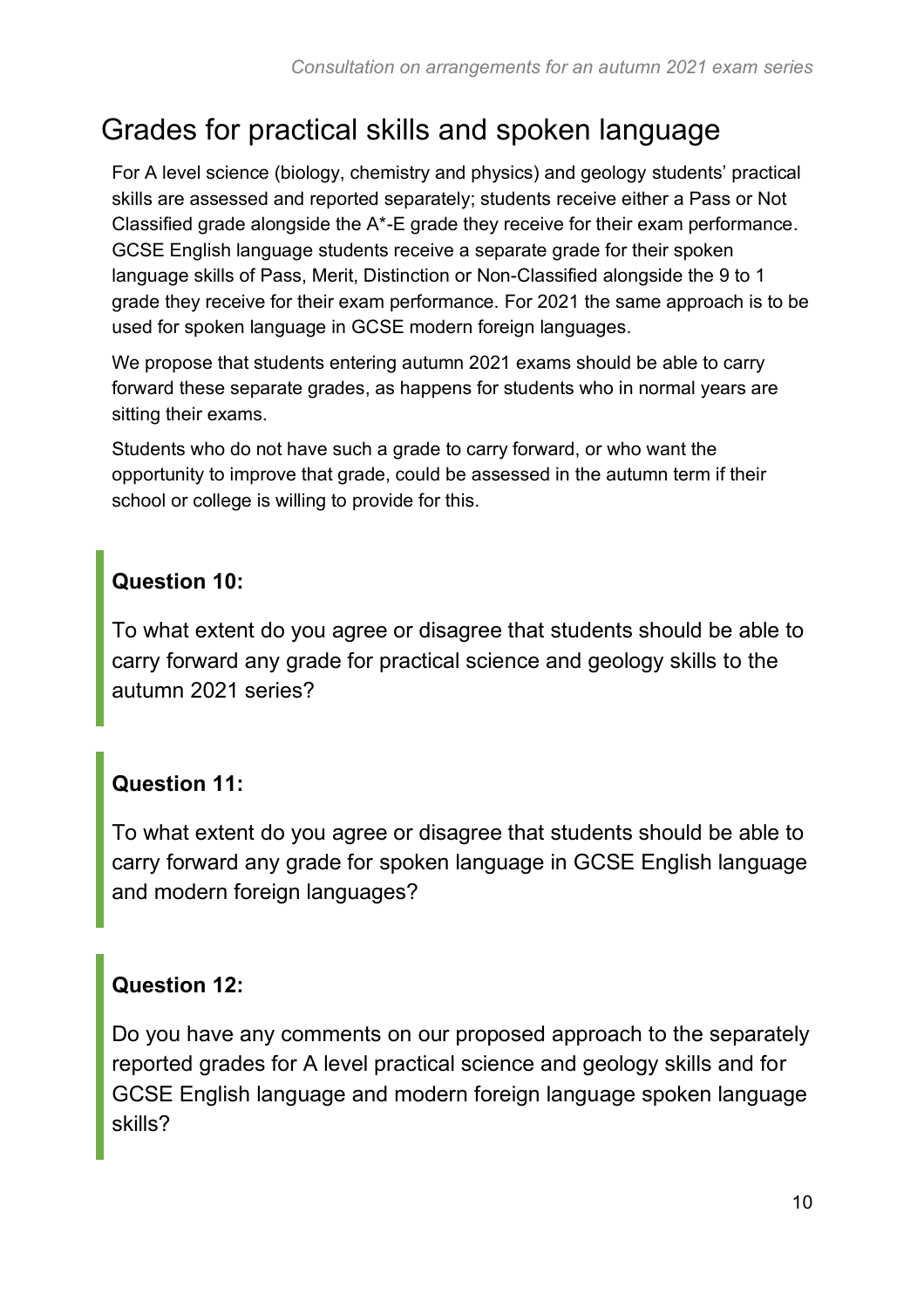## Grades for practical skills and spoken language

For A level science (biology, chemistry and physics) and geology students' practical skills are assessed and reported separately; students receive either a Pass or Not Classified grade alongside the A*-E grade they receive for their exam performance. GCSE English language students receive a separate grade for their spoken language skills of Pass, Merit, Distinction or Non-Classified alongside the 9 to 1 grade they receive for their exam performance. For 2021 the same approach is to be used for spoken language in GCSE modern foreign languages.

We propose that students entering autumn 2021 exams should be able to carry forward these separate grades, as happens for students who in normal years are sitting their exams.

Students who do not have such a grade to carry forward, or who want the opportunity to improve that grade, could be assessed in the autumn term if their school or college is willing to provide for this.

**Question 10:**

To what extent do you agree or disagree that students should be able to carry forward any grade for practical science and geology skills to the autumn 2021 series?

**Question 11:**

To what extent do you agree or disagree that students should be able to carry forward any grade for spoken language in GCSE English language and modern foreign languages?

**Question 12:**

Do you have any comments on our proposed approach to the separately reported grades for A level practical science and geology skills and for GCSE English language and modern foreign language spoken language skills?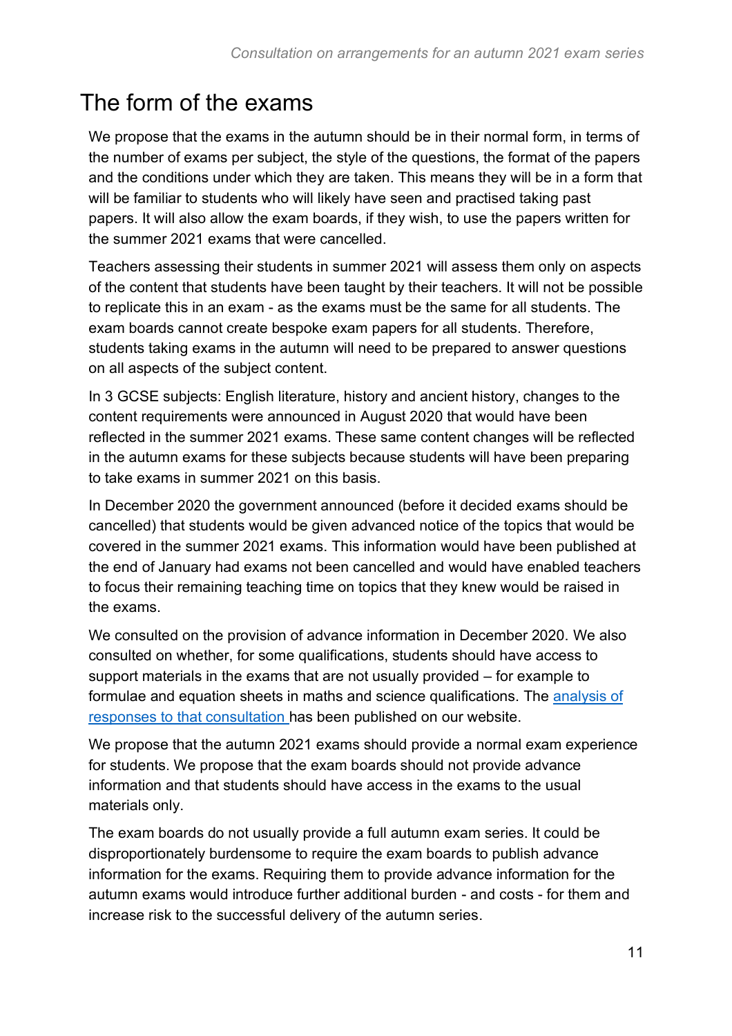## The form of the exams

We propose that the exams in the autumn should be in their normal form, in terms of the number of exams per subject, the style of the questions, the format of the papers and the conditions under which they are taken. This means they will be in a form that will be familiar to students who will likely have seen and practised taking past papers. It will also allow the exam boards, if they wish, to use the papers written for the summer 2021 exams that were cancelled.

Teachers assessing their students in summer 2021 will assess them only on aspects of the content that students have been taught by their teachers. It will not be possible to replicate this in an exam - as the exams must be the same for all students. The exam boards cannot create bespoke exam papers for all students. Therefore, students taking exams in the autumn will need to be prepared to answer questions on all aspects of the subject content.

In 3 GCSE subjects: English literature, history and ancient history, changes to the content requirements were announced in August 2020 that would have been reflected in the summer 2021 exams. These same content changes will be reflected in the autumn exams for these subjects because students will have been preparing to take exams in summer 2021 on this basis.

In December 2020 the government announced (before it decided exams should be cancelled) that students would be given advanced notice of the topics that would be covered in the summer 2021 exams. This information would have been published at the end of January had exams not been cancelled and would have enabled teachers to focus their remaining teaching time on topics that they knew would be raised in the exams.

We consulted on the provision of advance information in December 2020. We also consulted on whether, for some qualifications, students should have access to support materials in the exams that are not usually provided – for example to formulae and equation sheets in maths and science qualifications. The analysis of responses to that consultation has been published on our website.

We propose that the autumn 2021 exams should provide a normal exam experience for students. We propose that the exam boards should not provide advance information and that students should have access in the exams to the usual materials only.

The exam boards do not usually provide a full autumn exam series. It could be disproportionately burdensome to require the exam boards to publish advance information for the exams. Requiring them to provide advance information for the autumn exams would introduce further additional burden - and costs - for them and increase risk to the successful delivery of the autumn series.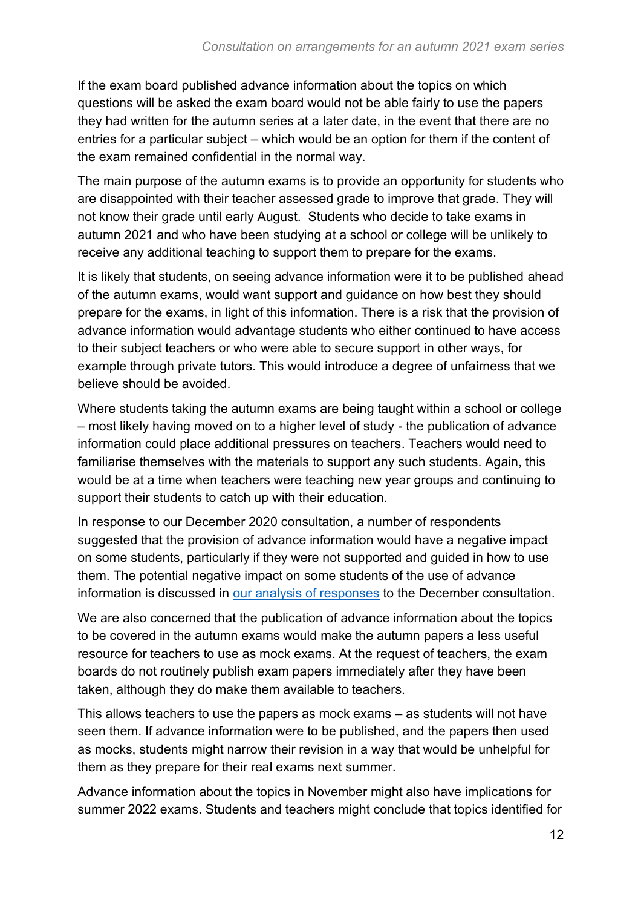If the exam board published advance information about the topics on which questions will be asked the exam board would not be able fairly to use the papers they had written for the autumn series at a later date, in the event that there are no entries for a particular subject – which would be an option for them if the content of the exam remained confidential in the normal way.

The main purpose of the autumn exams is to provide an opportunity for students who are disappointed with their teacher assessed grade to improve that grade. They will not know their grade until early August. Students who decide to take exams in autumn 2021 and who have been studying at a school or college will be unlikely to receive any additional teaching to support them to prepare for the exams.

It is likely that students, on seeing advance information were it to be published ahead of the autumn exams, would want support and guidance on how best they should prepare for the exams, in light of this information. There is a risk that the provision of advance information would advantage students who either continued to have access to their subject teachers or who were able to secure support in other ways, for example through private tutors. This would introduce a degree of unfairness that we believe should be avoided.

Where students taking the autumn exams are being taught within a school or college – most likely having moved on to a higher level of study - the publication of advance information could place additional pressures on teachers. Teachers would need to familiarise themselves with the materials to support any such students. Again, this would be at a time when teachers were teaching new year groups and continuing to support their students to catch up with their education.

In response to our December 2020 consultation, a number of respondents suggested that the provision of advance information would have a negative impact on some students, particularly if they were not supported and guided in how to use them. The potential negative impact on some students of the use of advance information is discussed in [our analysis of responses] to the December consultation.

We are also concerned that the publication of advance information about the topics to be covered in the autumn exams would make the autumn papers a less useful resource for teachers to use as mock exams. At the request of teachers, the exam boards do not routinely publish exam papers immediately after they have been taken, although they do make them available to teachers.

This allows teachers to use the papers as mock exams – as students will not have seen them. If advance information were to be published, and the papers then used as mocks, students might narrow their revision in a way that would be unhelpful for them as they prepare for their real exams next summer.

Advance information about the topics in November might also have implications for summer 2022 exams. Students and teachers might conclude that topics identified for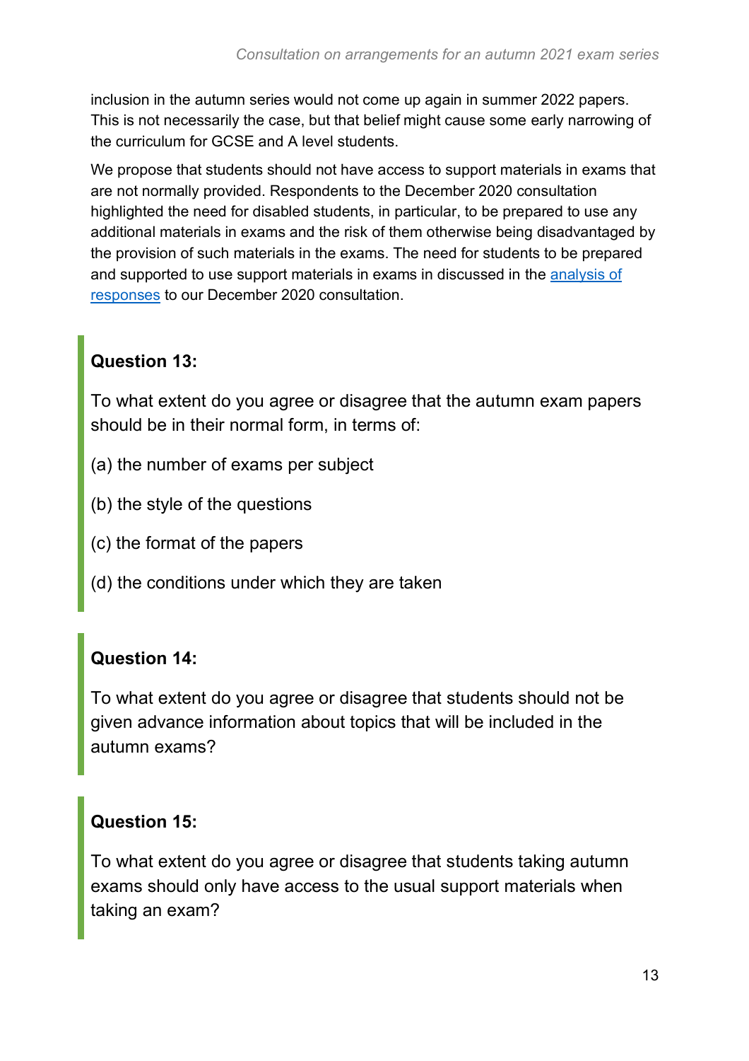inclusion in the autumn series would not come up again in summer 2022 papers. This is not necessarily the case, but that belief might cause some early narrowing of the curriculum for GCSE and A level students.

We propose that students should not have access to support materials in exams that are not normally provided. Respondents to the December 2020 consultation highlighted the need for disabled students, in particular, to be prepared to use any additional materials in exams and the risk of them otherwise being disadvantaged by the provision of such materials in the exams. The need for students to be prepared and supported to use support materials in exams in discussed in the [analysis of responses](analysis of responses) to our December 2020 consultation.

**Question 13:**

To what extent do you agree or disagree that the autumn exam papers should be in their normal form, in terms of:

(a) the number of exams per subject

(b) the style of the questions

(c) the format of the papers

(d) the conditions under which they are taken

**Question 14:**

To what extent do you agree or disagree that students should not be given advance information about topics that will be included in the autumn exams?

**Question 15:**

To what extent do you agree or disagree that students taking autumn exams should only have access to the usual support materials when taking an exam?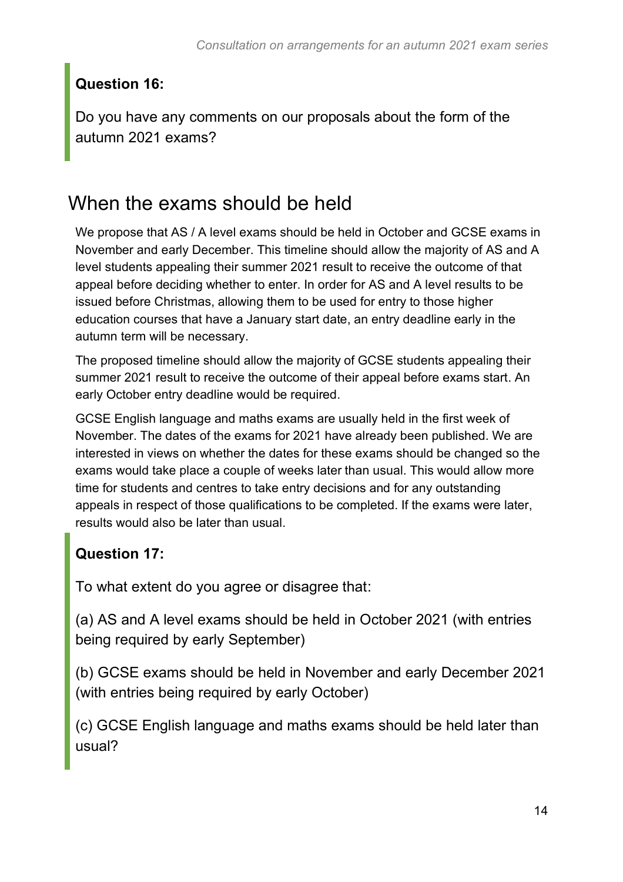**Question 16:**

Do you have any comments on our proposals about the form of the autumn 2021 exams?

## When the exams should be held

We propose that AS / A level exams should be held in October and GCSE exams in November and early December. This timeline should allow the majority of AS and A level students appealing their summer 2021 result to receive the outcome of that appeal before deciding whether to enter. In order for AS and A level results to be issued before Christmas, allowing them to be used for entry to those higher education courses that have a January start date, an entry deadline early in the autumn term will be necessary.

The proposed timeline should allow the majority of GCSE students appealing their summer 2021 result to receive the outcome of their appeal before exams start. An early October entry deadline would be required.

GCSE English language and maths exams are usually held in the first week of November. The dates of the exams for 2021 have already been published. We are interested in views on whether the dates for these exams should be changed so the exams would take place a couple of weeks later than usual. This would allow more time for students and centres to take entry decisions and for any outstanding appeals in respect of those qualifications to be completed. If the exams were later, results would also be later than usual.

**Question 17:**

To what extent do you agree or disagree that:

(a) AS and A level exams should be held in October 2021 (with entries being required by early September)

(b) GCSE exams should be held in November and early December 2021 (with entries being required by early October)

(c) GCSE English language and maths exams should be held later than usual?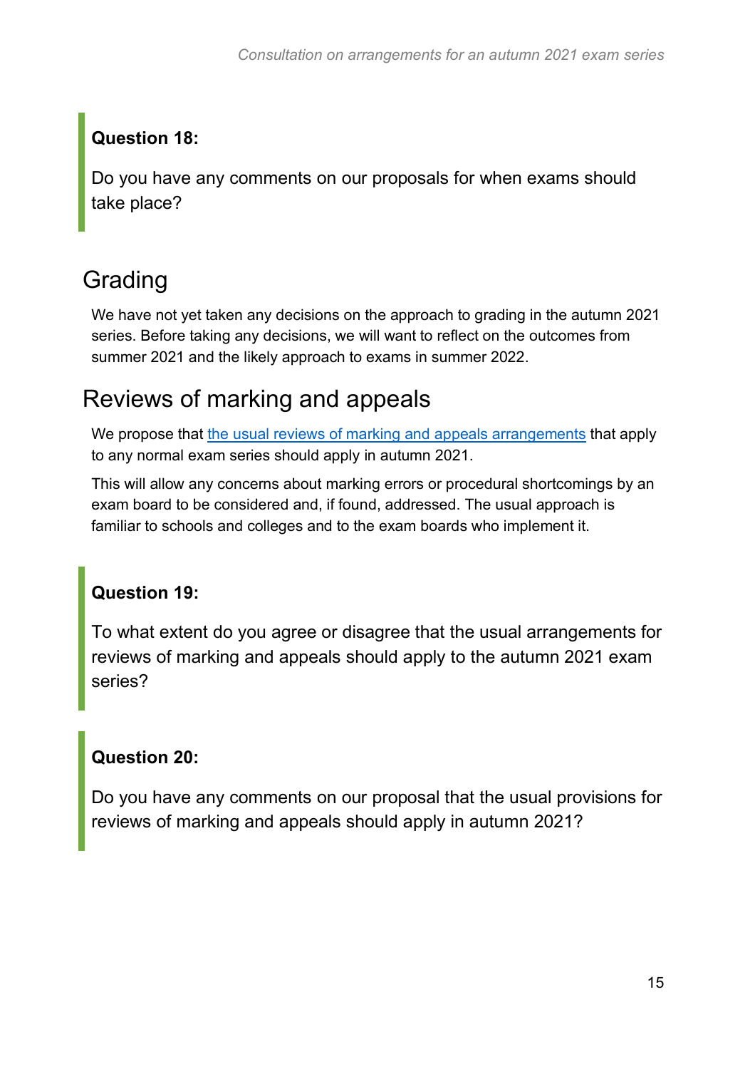**Question 18:**

Do you have any comments on our proposals for when exams should take place?

## Grading

We have not yet taken any decisions on the approach to grading in the autumn 2021 series. Before taking any decisions, we will want to reflect on the outcomes from summer 2021 and the likely approach to exams in summer 2022.

## Reviews of marking and appeals

We propose that the usual reviews of marking and appeals arrangements that apply to any normal exam series should apply in autumn 2021.

This will allow any concerns about marking errors or procedural shortcomings by an exam board to be considered and, if found, addressed. The usual approach is familiar to schools and colleges and to the exam boards who implement it.

**Question 19:**

To what extent do you agree or disagree that the usual arrangements for reviews of marking and appeals should apply to the autumn 2021 exam series?

**Question 20:**

Do you have any comments on our proposal that the usual provisions for reviews of marking and appeals should apply in autumn 2021?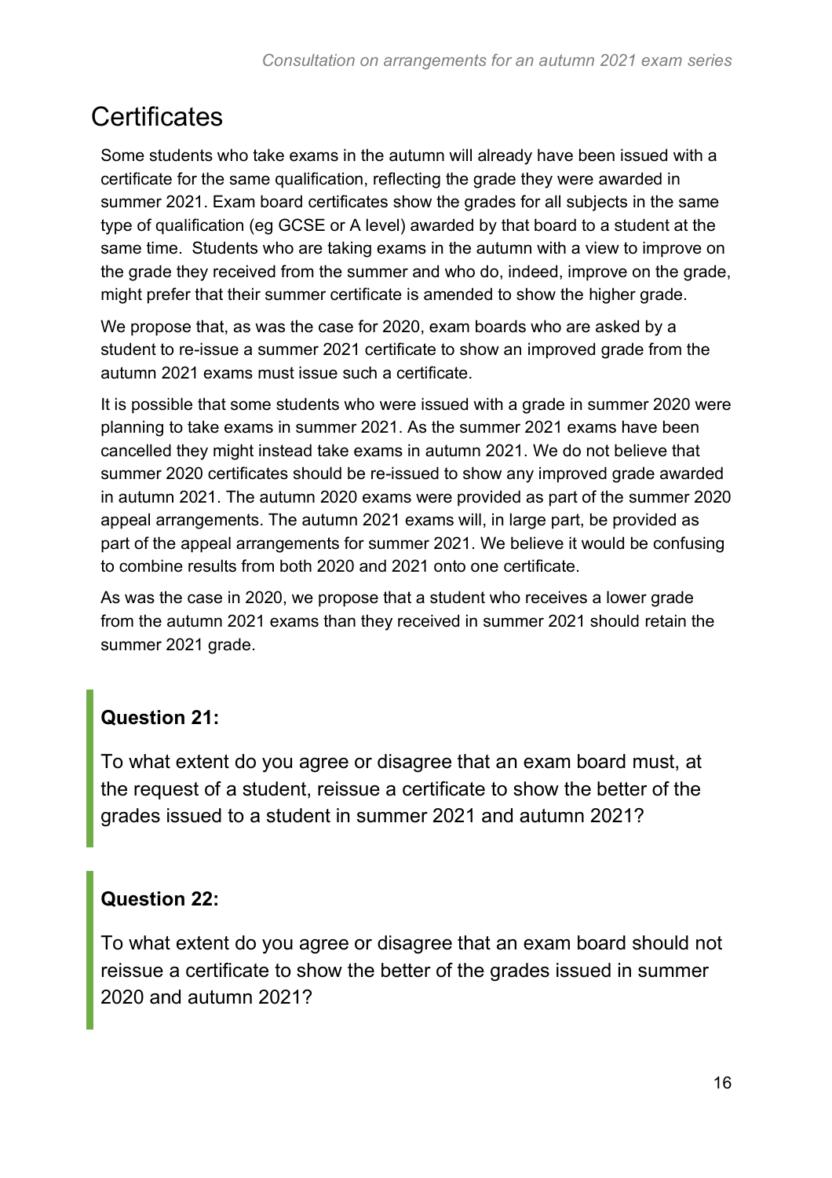## Certificates

Some students who take exams in the autumn will already have been issued with a certificate for the same qualification, reflecting the grade they were awarded in summer 2021. Exam board certificates show the grades for all subjects in the same type of qualification (eg GCSE or A level) awarded by that board to a student at the same time. Students who are taking exams in the autumn with a view to improve on the grade they received from the summer and who do, indeed, improve on the grade, might prefer that their summer certificate is amended to show the higher grade.

We propose that, as was the case for 2020, exam boards who are asked by a student to re-issue a summer 2021 certificate to show an improved grade from the autumn 2021 exams must issue such a certificate.

It is possible that some students who were issued with a grade in summer 2020 were planning to take exams in summer 2021. As the summer 2021 exams have been cancelled they might instead take exams in autumn 2021. We do not believe that summer 2020 certificates should be re-issued to show any improved grade awarded in autumn 2021. The autumn 2020 exams were provided as part of the summer 2020 appeal arrangements. The autumn 2021 exams will, in large part, be provided as part of the appeal arrangements for summer 2021. We believe it would be confusing to combine results from both 2020 and 2021 onto one certificate.

As was the case in 2020, we propose that a student who receives a lower grade from the autumn 2021 exams than they received in summer 2021 should retain the summer 2021 grade.

**Question 21:**

To what extent do you agree or disagree that an exam board must, at the request of a student, reissue a certificate to show the better of the grades issued to a student in summer 2021 and autumn 2021?

**Question 22:**

To what extent do you agree or disagree that an exam board should not reissue a certificate to show the better of the grades issued in summer 2020 and autumn 2021?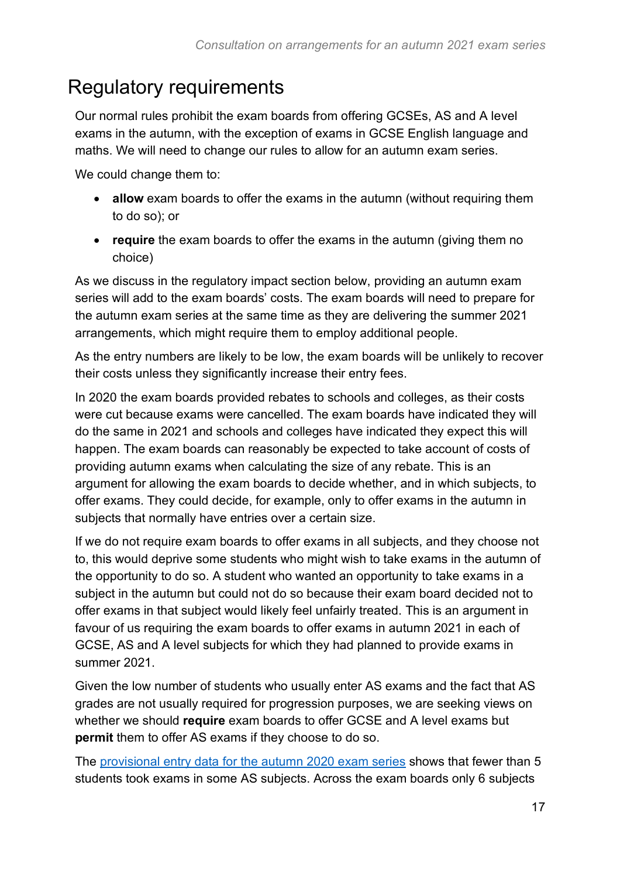## Regulatory requirements

Our normal rules prohibit the exam boards from offering GCSEs, AS and A level exams in the autumn, with the exception of exams in GCSE English language and maths. We will need to change our rules to allow for an autumn exam series.

We could change them to:

- **allow** exam boards to offer the exams in the autumn (without requiring them to do so); or
- **require** the exam boards to offer the exams in the autumn (giving them no choice)

As we discuss in the regulatory impact section below, providing an autumn exam series will add to the exam boards' costs. The exam boards will need to prepare for the autumn exam series at the same time as they are delivering the summer 2021 arrangements, which might require them to employ additional people.

As the entry numbers are likely to be low, the exam boards will be unlikely to recover their costs unless they significantly increase their entry fees.

In 2020 the exam boards provided rebates to schools and colleges, as their costs were cut because exams were cancelled. The exam boards have indicated they will do the same in 2021 and schools and colleges have indicated they expect this will happen. The exam boards can reasonably be expected to take account of costs of providing autumn exams when calculating the size of any rebate. This is an argument for allowing the exam boards to decide whether, and in which subjects, to offer exams. They could decide, for example, only to offer exams in the autumn in subjects that normally have entries over a certain size.

If we do not require exam boards to offer exams in all subjects, and they choose not to, this would deprive some students who might wish to take exams in the autumn of the opportunity to do so. A student who wanted an opportunity to take exams in a subject in the autumn but could not do so because their exam board decided not to offer exams in that subject would likely feel unfairly treated. This is an argument in favour of us requiring the exam boards to offer exams in autumn 2021 in each of GCSE, AS and A level subjects for which they had planned to provide exams in summer 2021.

Given the low number of students who usually enter AS exams and the fact that AS grades are not usually required for progression purposes, we are seeking views on whether we should **require** exam boards to offer GCSE and A level exams but **permit** them to offer AS exams if they choose to do so.

The [provisional entry data for the autumn 2020 exam series](#) shows that fewer than 5 students took exams in some AS subjects. Across the exam boards only 6 subjects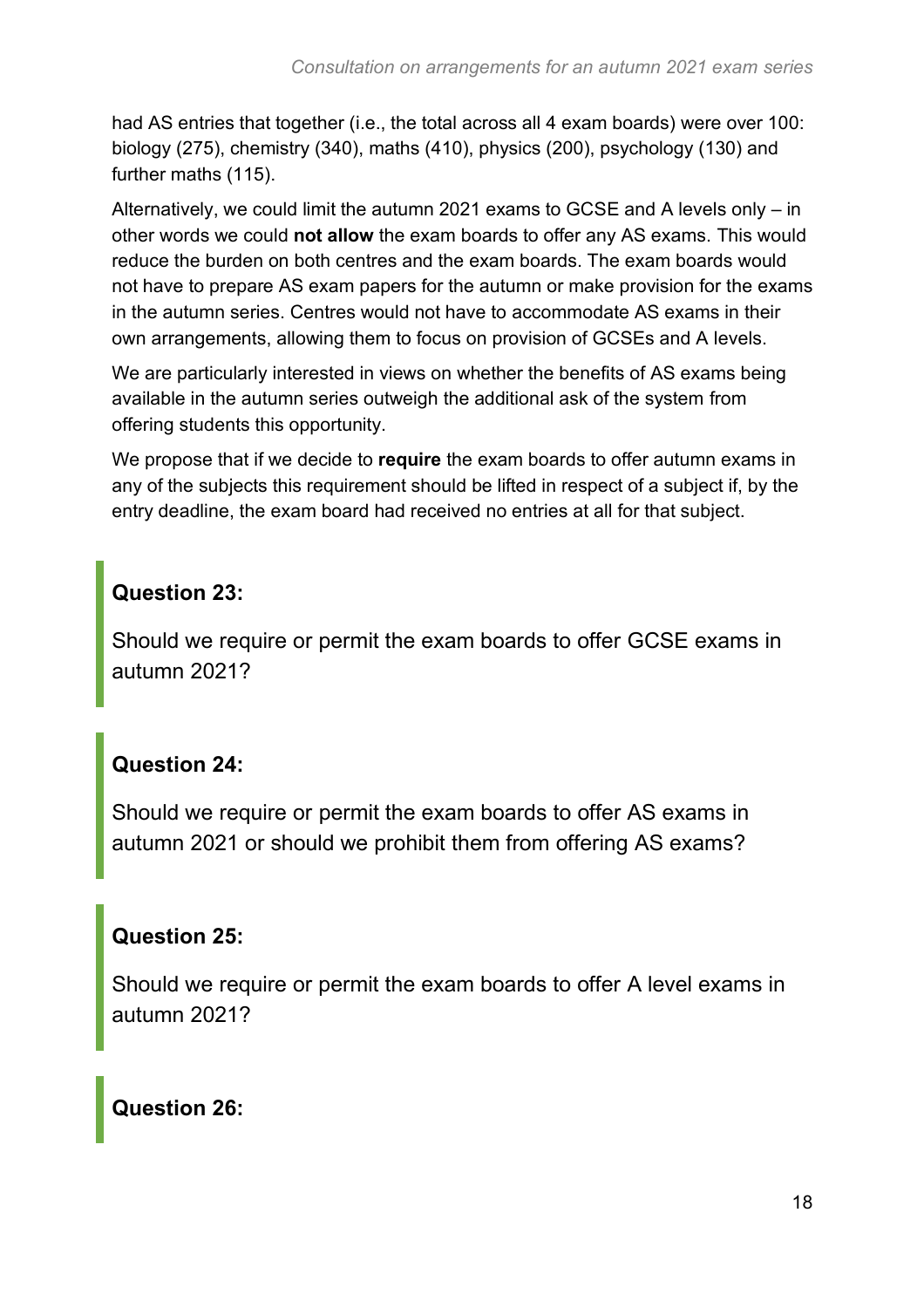had AS entries that together (i.e., the total across all 4 exam boards) were over 100: biology (275), chemistry (340), maths (410), physics (200), psychology (130) and further maths (115).

Alternatively, we could limit the autumn 2021 exams to GCSE and A levels only – in other words we could **not allow** the exam boards to offer any AS exams. This would reduce the burden on both centres and the exam boards. The exam boards would not have to prepare AS exam papers for the autumn or make provision for the exams in the autumn series. Centres would not have to accommodate AS exams in their own arrangements, allowing them to focus on provision of GCSEs and A levels.

We are particularly interested in views on whether the benefits of AS exams being available in the autumn series outweigh the additional ask of the system from offering students this opportunity.

We propose that if we decide to **require** the exam boards to offer autumn exams in any of the subjects this requirement should be lifted in respect of a subject if, by the entry deadline, the exam board had received no entries at all for that subject.

**Question 23:**

Should we require or permit the exam boards to offer GCSE exams in autumn 2021?

**Question 24:**

Should we require or permit the exam boards to offer AS exams in autumn 2021 or should we prohibit them from offering AS exams?

**Question 25:**

Should we require or permit the exam boards to offer A level exams in autumn 2021?

**Question 26:**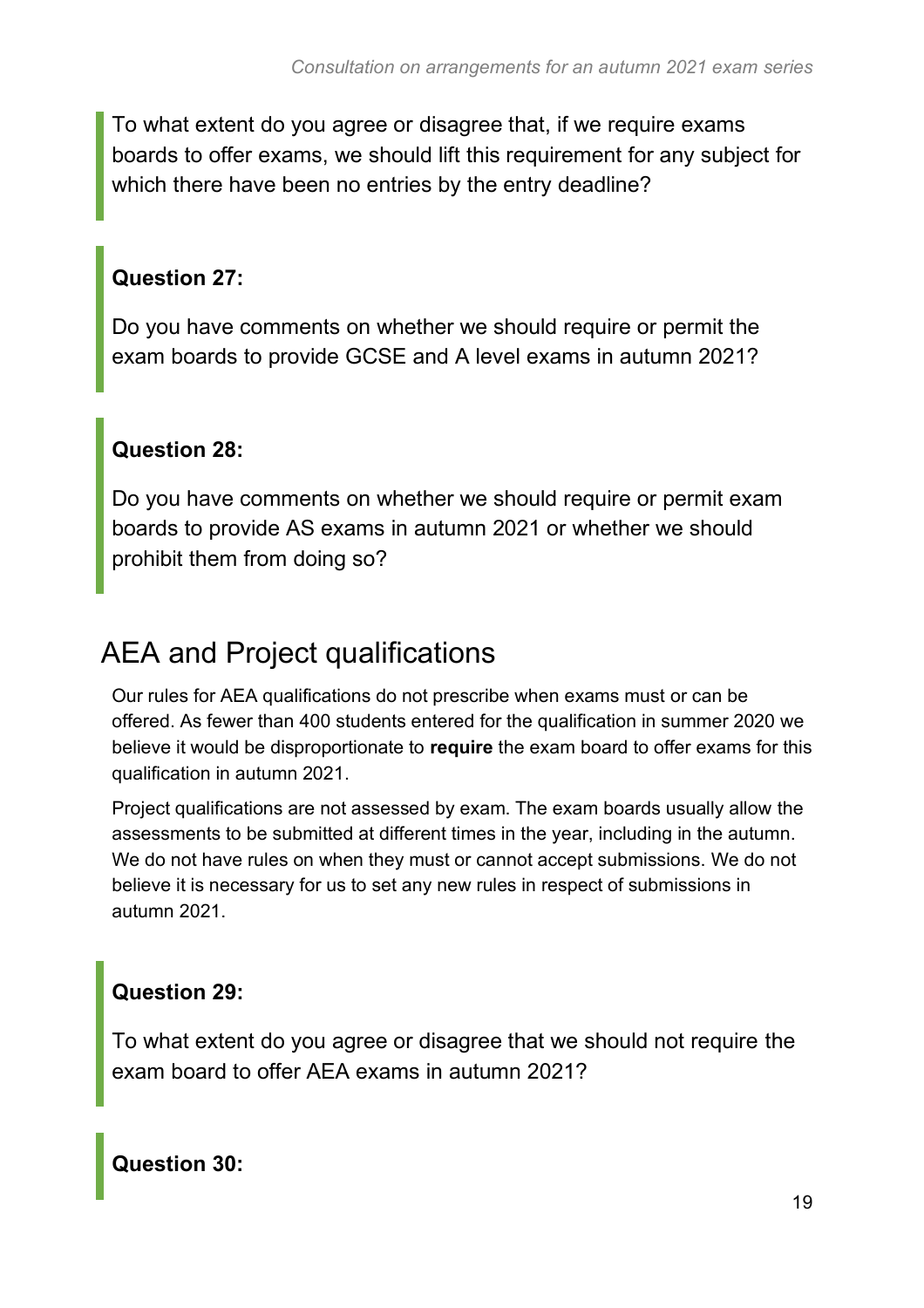To what extent do you agree or disagree that, if we require exams boards to offer exams, we should lift this requirement for any subject for which there have been no entries by the entry deadline?

**Question 27:**

Do you have comments on whether we should require or permit the exam boards to provide GCSE and A level exams in autumn 2021?

**Question 28:**

Do you have comments on whether we should require or permit exam boards to provide AS exams in autumn 2021 or whether we should prohibit them from doing so?

## AEA and Project qualifications

Our rules for AEA qualifications do not prescribe when exams must or can be offered. As fewer than 400 students entered for the qualification in summer 2020 we believe it would be disproportionate to **require** the exam board to offer exams for this qualification in autumn 2021.

Project qualifications are not assessed by exam. The exam boards usually allow the assessments to be submitted at different times in the year, including in the autumn. We do not have rules on when they must or cannot accept submissions. We do not believe it is necessary for us to set any new rules in respect of submissions in autumn 2021.

**Question 29:**

To what extent do you agree or disagree that we should not require the exam board to offer AEA exams in autumn 2021?

**Question 30:**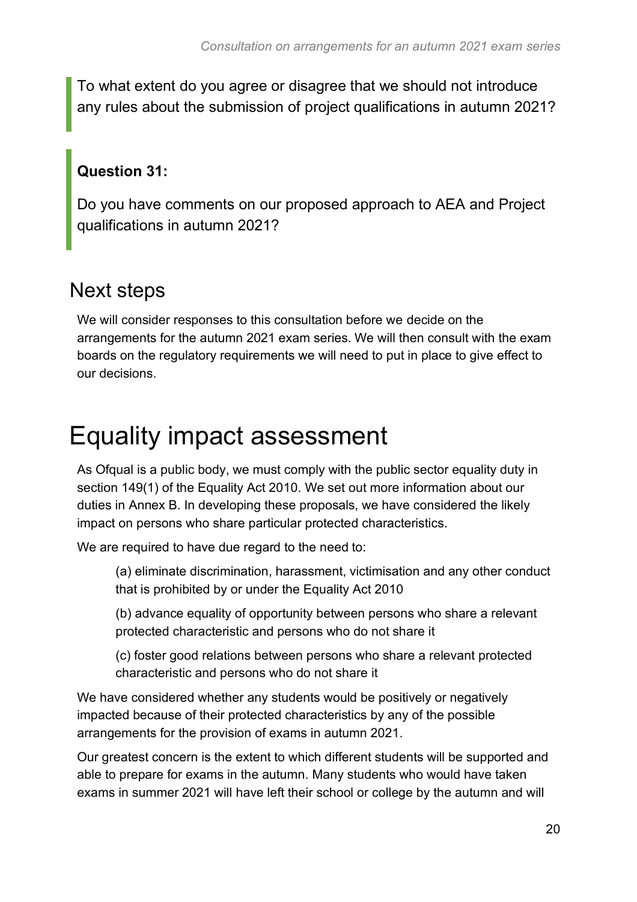To what extent do you agree or disagree that we should not introduce any rules about the submission of project qualifications in autumn 2021?

**Question 31:**

Do you have comments on our proposed approach to AEA and Project qualifications in autumn 2021?

## Next steps

We will consider responses to this consultation before we decide on the arrangements for the autumn 2021 exam series. We will then consult with the exam boards on the regulatory requirements we will need to put in place to give effect to our decisions.

# Equality impact assessment

As Ofqual is a public body, we must comply with the public sector equality duty in section 149(1) of the Equality Act 2010. We set out more information about our duties in Annex B. In developing these proposals, we have considered the likely impact on persons who share particular protected characteristics.

We are required to have due regard to the need to:

(a) eliminate discrimination, harassment, victimisation and any other conduct that is prohibited by or under the Equality Act 2010

(b) advance equality of opportunity between persons who share a relevant protected characteristic and persons who do not share it

(c) foster good relations between persons who share a relevant protected characteristic and persons who do not share it

We have considered whether any students would be positively or negatively impacted because of their protected characteristics by any of the possible arrangements for the provision of exams in autumn 2021.

Our greatest concern is the extent to which different students will be supported and able to prepare for exams in the autumn. Many students who would have taken exams in summer 2021 will have left their school or college by the autumn and will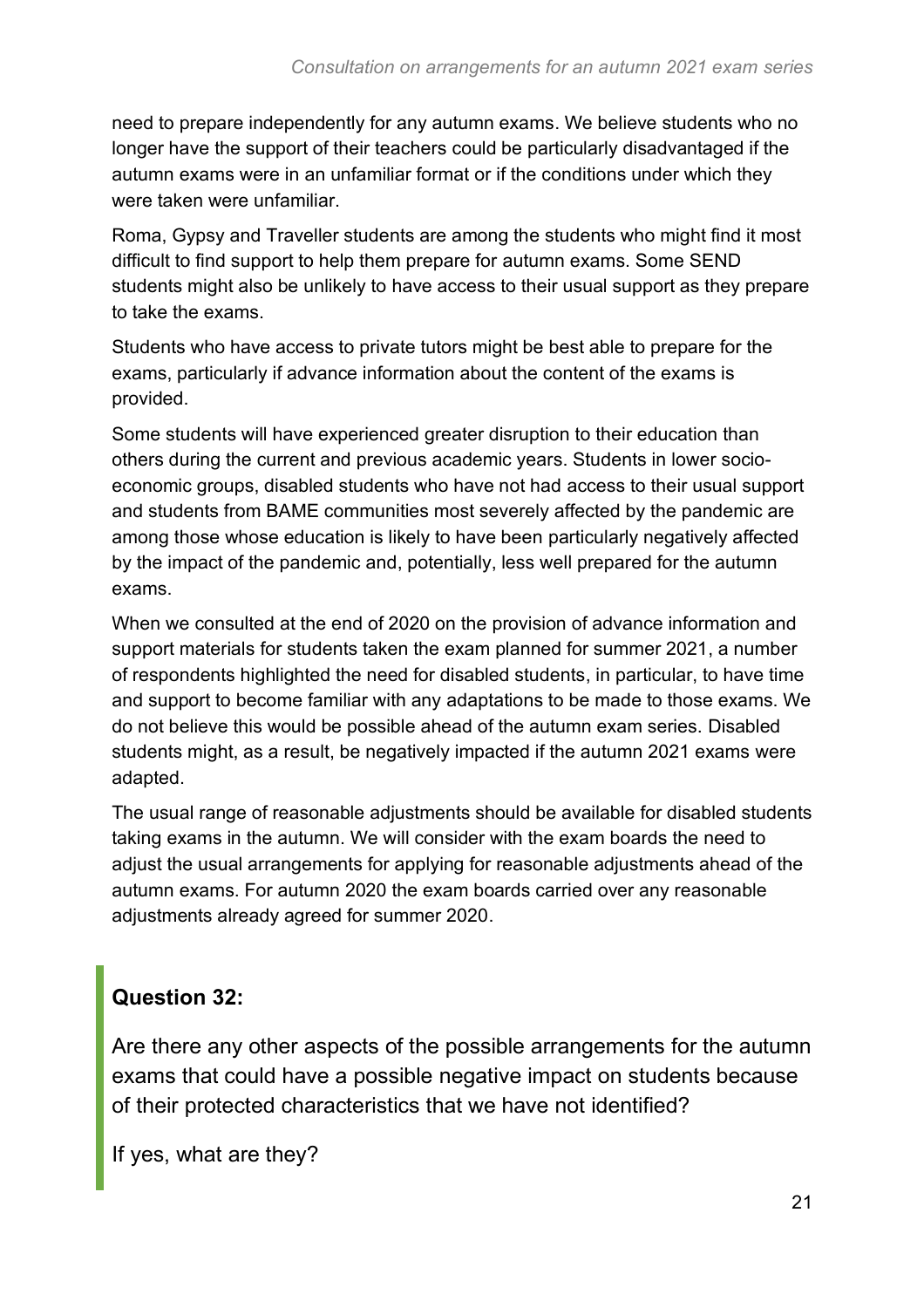need to prepare independently for any autumn exams. We believe students who no longer have the support of their teachers could be particularly disadvantaged if the autumn exams were in an unfamiliar format or if the conditions under which they were taken were unfamiliar.

Roma, Gypsy and Traveller students are among the students who might find it most difficult to find support to help them prepare for autumn exams. Some SEND students might also be unlikely to have access to their usual support as they prepare to take the exams.

Students who have access to private tutors might be best able to prepare for the exams, particularly if advance information about the content of the exams is provided.

Some students will have experienced greater disruption to their education than others during the current and previous academic years. Students in lower socio-economic groups, disabled students who have not had access to their usual support and students from BAME communities most severely affected by the pandemic are among those whose education is likely to have been particularly negatively affected by the impact of the pandemic and, potentially, less well prepared for the autumn exams.

When we consulted at the end of 2020 on the provision of advance information and support materials for students taken the exam planned for summer 2021, a number of respondents highlighted the need for disabled students, in particular, to have time and support to become familiar with any adaptations to be made to those exams. We do not believe this would be possible ahead of the autumn exam series. Disabled students might, as a result, be negatively impacted if the autumn 2021 exams were adapted.

The usual range of reasonable adjustments should be available for disabled students taking exams in the autumn. We will consider with the exam boards the need to adjust the usual arrangements for applying for reasonable adjustments ahead of the autumn exams. For autumn 2020 the exam boards carried over any reasonable adjustments already agreed for summer 2020.

**Question 32:**

Are there any other aspects of the possible arrangements for the autumn exams that could have a possible negative impact on students because of their protected characteristics that we have not identified?

If yes, what are they?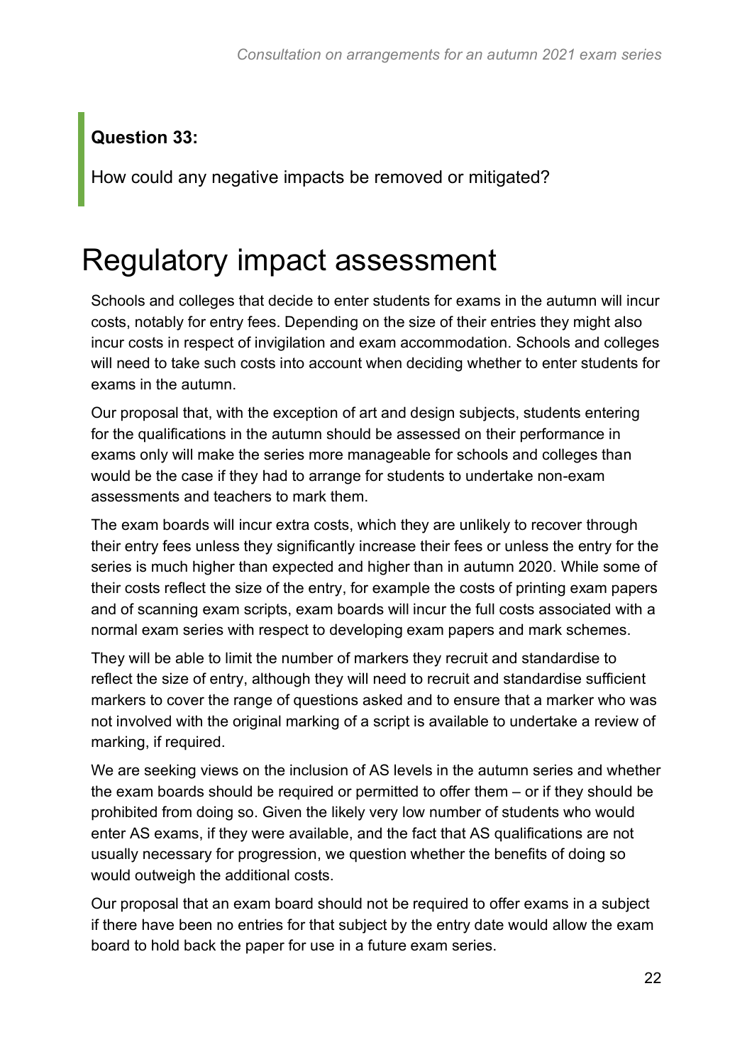**Question 33:**

How could any negative impacts be removed or mitigated?

# Regulatory impact assessment

Schools and colleges that decide to enter students for exams in the autumn will incur costs, notably for entry fees. Depending on the size of their entries they might also incur costs in respect of invigilation and exam accommodation. Schools and colleges will need to take such costs into account when deciding whether to enter students for exams in the autumn.

Our proposal that, with the exception of art and design subjects, students entering for the qualifications in the autumn should be assessed on their performance in exams only will make the series more manageable for schools and colleges than would be the case if they had to arrange for students to undertake non-exam assessments and teachers to mark them.

The exam boards will incur extra costs, which they are unlikely to recover through their entry fees unless they significantly increase their fees or unless the entry for the series is much higher than expected and higher than in autumn 2020. While some of their costs reflect the size of the entry, for example the costs of printing exam papers and of scanning exam scripts, exam boards will incur the full costs associated with a normal exam series with respect to developing exam papers and mark schemes.

They will be able to limit the number of markers they recruit and standardise to reflect the size of entry, although they will need to recruit and standardise sufficient markers to cover the range of questions asked and to ensure that a marker who was not involved with the original marking of a script is available to undertake a review of marking, if required.

We are seeking views on the inclusion of AS levels in the autumn series and whether the exam boards should be required or permitted to offer them – or if they should be prohibited from doing so. Given the likely very low number of students who would enter AS exams, if they were available, and the fact that AS qualifications are not usually necessary for progression, we question whether the benefits of doing so would outweigh the additional costs.

Our proposal that an exam board should not be required to offer exams in a subject if there have been no entries for that subject by the entry date would allow the exam board to hold back the paper for use in a future exam series.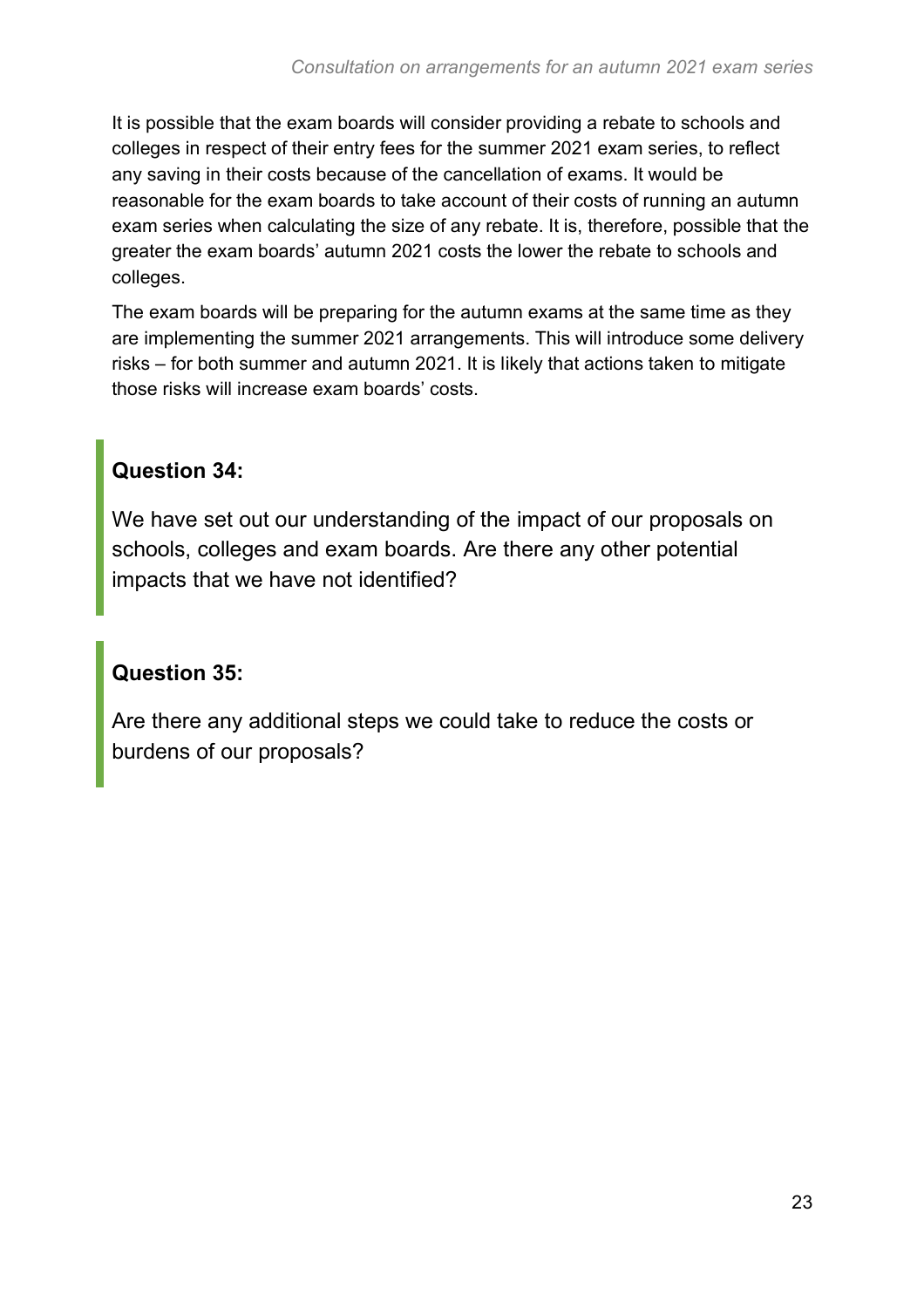It is possible that the exam boards will consider providing a rebate to schools and colleges in respect of their entry fees for the summer 2021 exam series, to reflect any saving in their costs because of the cancellation of exams. It would be reasonable for the exam boards to take account of their costs of running an autumn exam series when calculating the size of any rebate. It is, therefore, possible that the greater the exam boards' autumn 2021 costs the lower the rebate to schools and colleges.

The exam boards will be preparing for the autumn exams at the same time as they are implementing the summer 2021 arrangements. This will introduce some delivery risks – for both summer and autumn 2021. It is likely that actions taken to mitigate those risks will increase exam boards' costs.

> **Question 34:**
>
> We have set out our understanding of the impact of our proposals on schools, colleges and exam boards. Are there any other potential impacts that we have not identified?

> **Question 35:**
>
> Are there any additional steps we could take to reduce the costs or burdens of our proposals?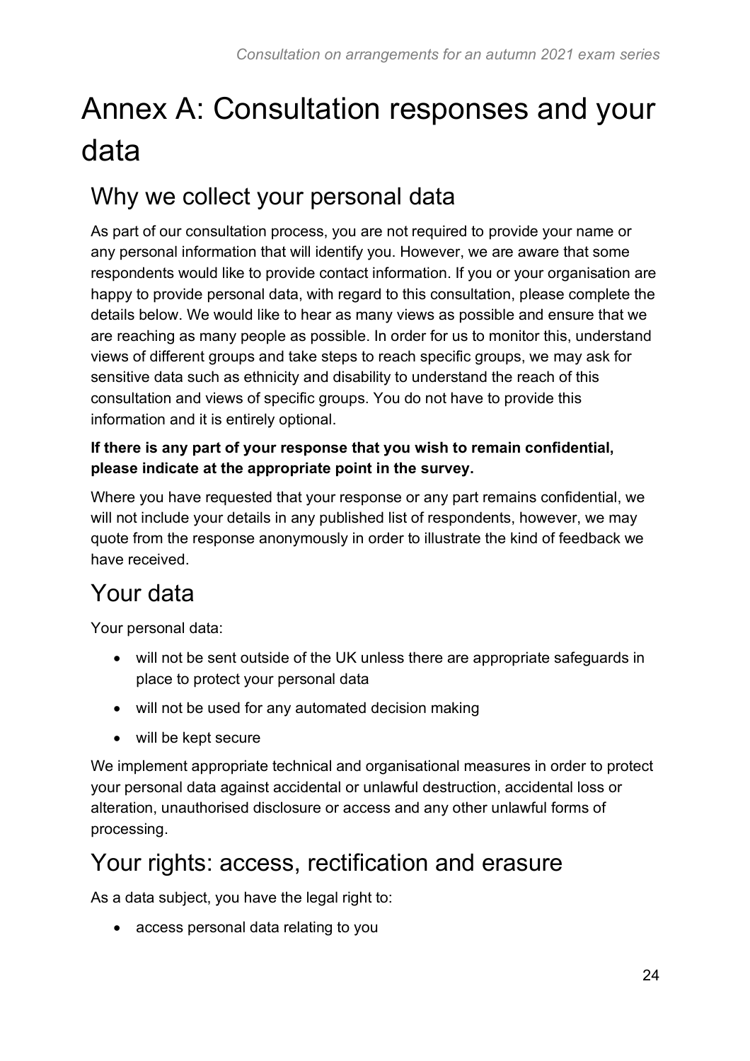# Annex A: Consultation responses and your data

## Why we collect your personal data

As part of our consultation process, you are not required to provide your name or any personal information that will identify you. However, we are aware that some respondents would like to provide contact information. If you or your organisation are happy to provide personal data, with regard to this consultation, please complete the details below. We would like to hear as many views as possible and ensure that we are reaching as many people as possible. In order for us to monitor this, understand views of different groups and take steps to reach specific groups, we may ask for sensitive data such as ethnicity and disability to understand the reach of this consultation and views of specific groups. You do not have to provide this information and it is entirely optional.

**If there is any part of your response that you wish to remain confidential, please indicate at the appropriate point in the survey.**

Where you have requested that your response or any part remains confidential, we will not include your details in any published list of respondents, however, we may quote from the response anonymously in order to illustrate the kind of feedback we have received.

## Your data

Your personal data:

- will not be sent outside of the UK unless there are appropriate safeguards in place to protect your personal data
- will not be used for any automated decision making
- will be kept secure

We implement appropriate technical and organisational measures in order to protect your personal data against accidental or unlawful destruction, accidental loss or alteration, unauthorised disclosure or access and any other unlawful forms of processing.

## Your rights: access, rectification and erasure

As a data subject, you have the legal right to:

- access personal data relating to you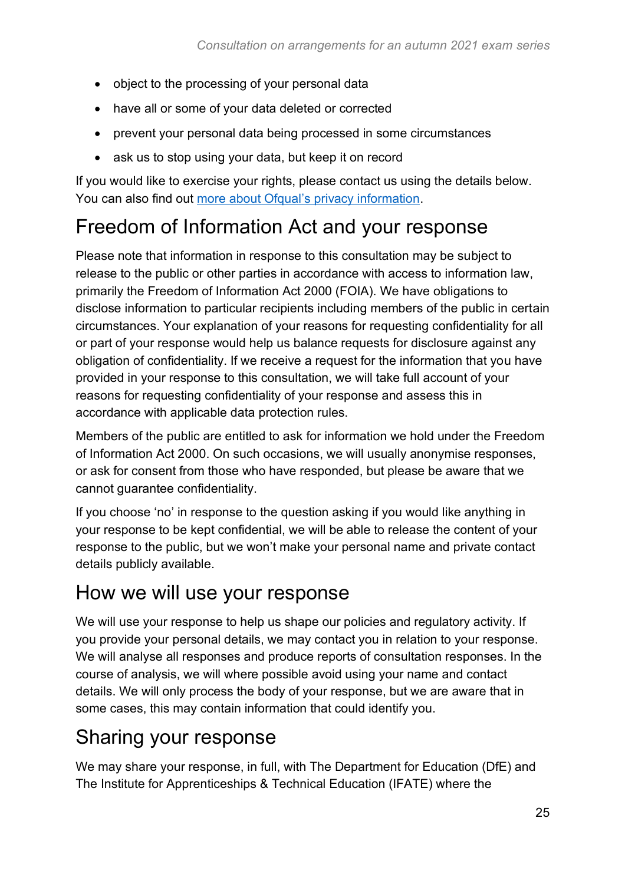- object to the processing of your personal data
- have all or some of your data deleted or corrected
- prevent your personal data being processed in some circumstances
- ask us to stop using your data, but keep it on record

If you would like to exercise your rights, please contact us using the details below. You can also find out [more about Ofqual's privacy information](https://www.gov.uk/government/organisations/ofqual/about/personal-information-charter).

## Freedom of Information Act and your response

Please note that information in response to this consultation may be subject to release to the public or other parties in accordance with access to information law, primarily the Freedom of Information Act 2000 (FOIA). We have obligations to disclose information to particular recipients including members of the public in certain circumstances. Your explanation of your reasons for requesting confidentiality for all or part of your response would help us balance requests for disclosure against any obligation of confidentiality. If we receive a request for the information that you have provided in your response to this consultation, we will take full account of your reasons for requesting confidentiality of your response and assess this in accordance with applicable data protection rules.

Members of the public are entitled to ask for information we hold under the Freedom of Information Act 2000. On such occasions, we will usually anonymise responses, or ask for consent from those who have responded, but please be aware that we cannot guarantee confidentiality.

If you choose 'no' in response to the question asking if you would like anything in your response to be kept confidential, we will be able to release the content of your response to the public, but we won't make your personal name and private contact details publicly available.

## How we will use your response

We will use your response to help us shape our policies and regulatory activity. If you provide your personal details, we may contact you in relation to your response. We will analyse all responses and produce reports of consultation responses. In the course of analysis, we will where possible avoid using your name and contact details. We will only process the body of your response, but we are aware that in some cases, this may contain information that could identify you.

## Sharing your response

We may share your response, in full, with The Department for Education (DfE) and The Institute for Apprenticeships & Technical Education (IFATE) where the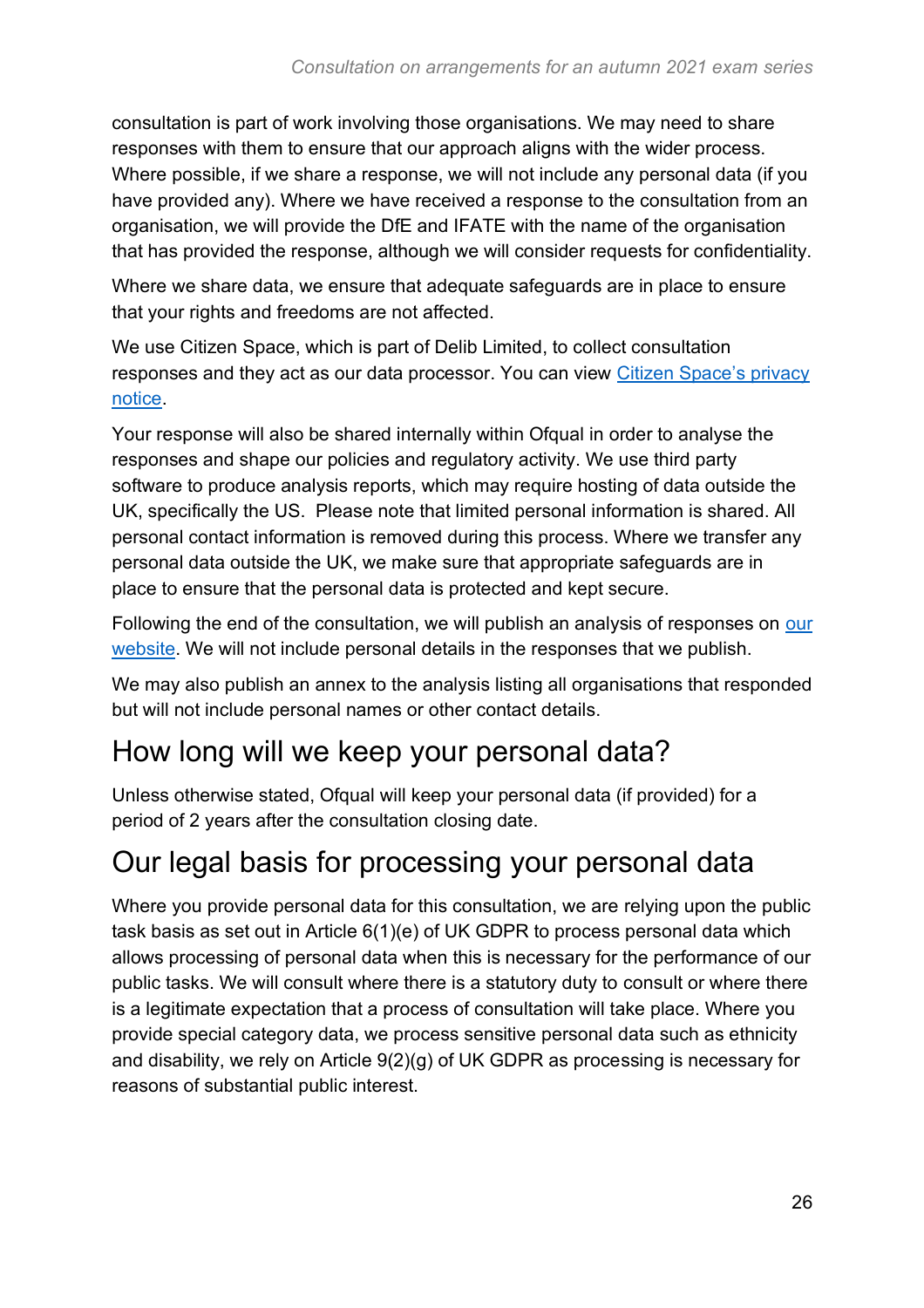consultation is part of work involving those organisations. We may need to share responses with them to ensure that our approach aligns with the wider process. Where possible, if we share a response, we will not include any personal data (if you have provided any). Where we have received a response to the consultation from an organisation, we will provide the DfE and IFATE with the name of the organisation that has provided the response, although we will consider requests for confidentiality.

Where we share data, we ensure that adequate safeguards are in place to ensure that your rights and freedoms are not affected.

We use Citizen Space, which is part of Delib Limited, to collect consultation responses and they act as our data processor. You can view Citizen Space's privacy notice.

Your response will also be shared internally within Ofqual in order to analyse the responses and shape our policies and regulatory activity. We use third party software to produce analysis reports, which may require hosting of data outside the UK, specifically the US. Please note that limited personal information is shared. All personal contact information is removed during this process. Where we transfer any personal data outside the UK, we make sure that appropriate safeguards are in place to ensure that the personal data is protected and kept secure.

Following the end of the consultation, we will publish an analysis of responses on our website. We will not include personal details in the responses that we publish.

We may also publish an annex to the analysis listing all organisations that responded but will not include personal names or other contact details.

## How long will we keep your personal data?

Unless otherwise stated, Ofqual will keep your personal data (if provided) for a period of 2 years after the consultation closing date.

## Our legal basis for processing your personal data

Where you provide personal data for this consultation, we are relying upon the public task basis as set out in Article 6(1)(e) of UK GDPR to process personal data which allows processing of personal data when this is necessary for the performance of our public tasks. We will consult where there is a statutory duty to consult or where there is a legitimate expectation that a process of consultation will take place. Where you provide special category data, we process sensitive personal data such as ethnicity and disability, we rely on Article 9(2)(g) of UK GDPR as processing is necessary for reasons of substantial public interest.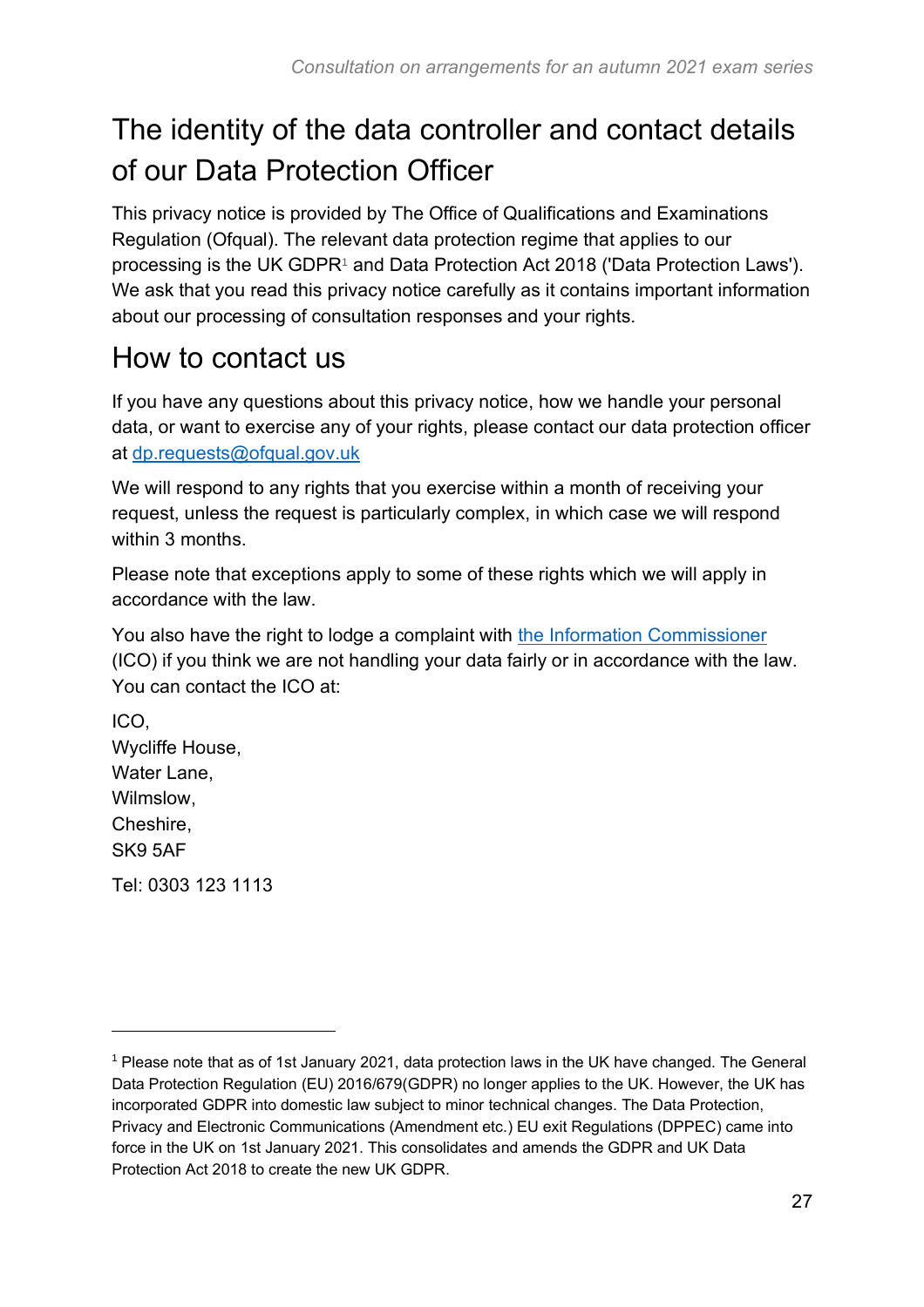## The identity of the data controller and contact details of our Data Protection Officer

This privacy notice is provided by The Office of Qualifications and Examinations Regulation (Ofqual). The relevant data protection regime that applies to our processing is the UK GDPR[1] and Data Protection Act 2018 ('Data Protection Laws'). We ask that you read this privacy notice carefully as it contains important information about our processing of consultation responses and your rights.

## How to contact us

If you have any questions about this privacy notice, how we handle your personal data, or want to exercise any of your rights, please contact our data protection officer at dp.requests@ofqual.gov.uk

We will respond to any rights that you exercise within a month of receiving your request, unless the request is particularly complex, in which case we will respond within 3 months.

Please note that exceptions apply to some of these rights which we will apply in accordance with the law.

You also have the right to lodge a complaint with the Information Commissioner (ICO) if you think we are not handling your data fairly or in accordance with the law. You can contact the ICO at:

ICO,
Wycliffe House,
Water Lane,
Wilmslow,
Cheshire,
SK9 5AF

Tel: 0303 123 1113

---

[1] Please note that as of 1st January 2021, data protection laws in the UK have changed. The General Data Protection Regulation (EU) 2016/679(GDPR) no longer applies to the UK. However, the UK has incorporated GDPR into domestic law subject to minor technical changes. The Data Protection, Privacy and Electronic Communications (Amendment etc.) EU exit Regulations (DPPEC) came into force in the UK on 1st January 2021. This consolidates and amends the GDPR and UK Data Protection Act 2018 to create the new UK GDPR.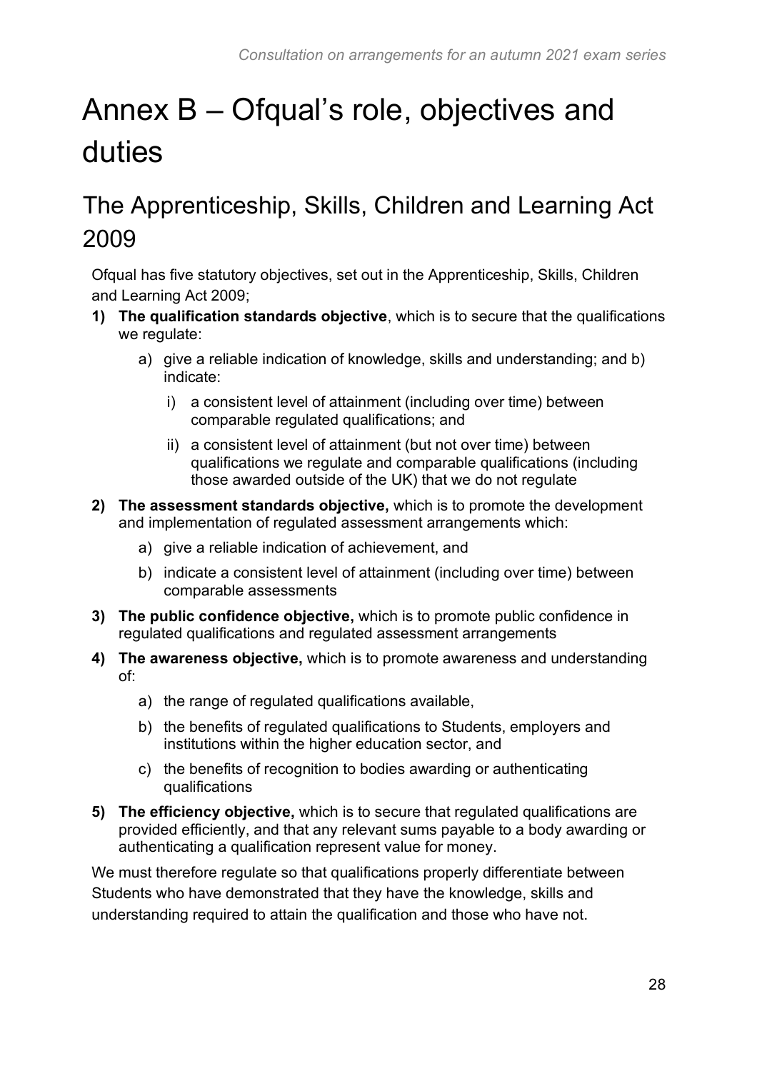# Annex B – Ofqual's role, objectives and duties

## The Apprenticeship, Skills, Children and Learning Act 2009

Ofqual has five statutory objectives, set out in the Apprenticeship, Skills, Children and Learning Act 2009;

1) **The qualification standards objective**, which is to secure that the qualifications we regulate:
    a) give a reliable indication of knowledge, skills and understanding; and b) indicate:
        i) a consistent level of attainment (including over time) between comparable regulated qualifications; and
        ii) a consistent level of attainment (but not over time) between qualifications we regulate and comparable qualifications (including those awarded outside of the UK) that we do not regulate
2) **The assessment standards objective,** which is to promote the development and implementation of regulated assessment arrangements which:
    a) give a reliable indication of achievement, and
    b) indicate a consistent level of attainment (including over time) between comparable assessments
3) **The public confidence objective,** which is to promote public confidence in regulated qualifications and regulated assessment arrangements
4) **The awareness objective,** which is to promote awareness and understanding of:
    a) the range of regulated qualifications available,
    b) the benefits of regulated qualifications to Students, employers and institutions within the higher education sector, and
    c) the benefits of recognition to bodies awarding or authenticating qualifications
5) **The efficiency objective,** which is to secure that regulated qualifications are provided efficiently, and that any relevant sums payable to a body awarding or authenticating a qualification represent value for money.

We must therefore regulate so that qualifications properly differentiate between Students who have demonstrated that they have the knowledge, skills and understanding required to attain the qualification and those who have not.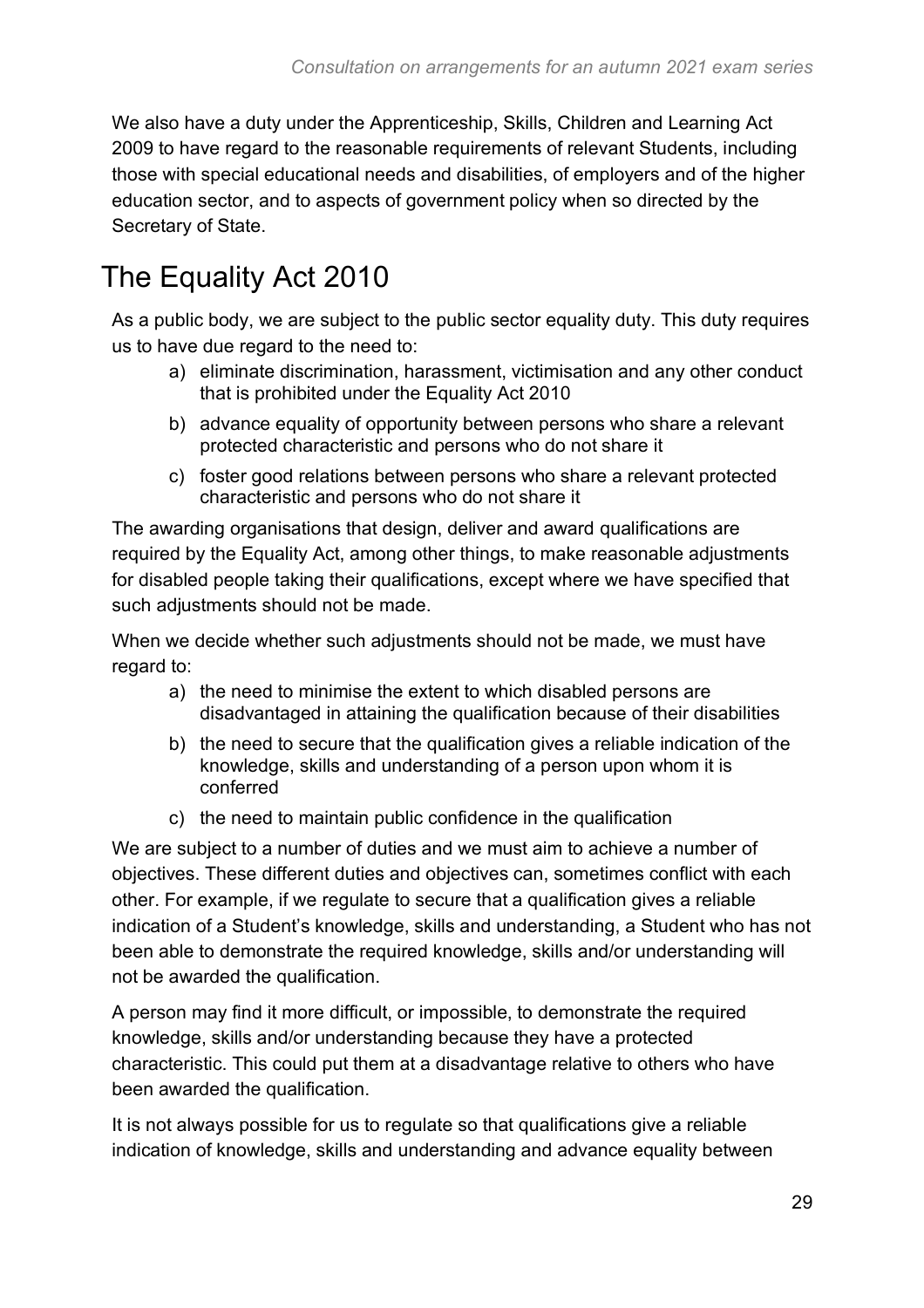We also have a duty under the Apprenticeship, Skills, Children and Learning Act 2009 to have regard to the reasonable requirements of relevant Students, including those with special educational needs and disabilities, of employers and of the higher education sector, and to aspects of government policy when so directed by the Secretary of State.

## The Equality Act 2010

As a public body, we are subject to the public sector equality duty. This duty requires us to have due regard to the need to:

a) eliminate discrimination, harassment, victimisation and any other conduct that is prohibited under the Equality Act 2010

b) advance equality of opportunity between persons who share a relevant protected characteristic and persons who do not share it

c) foster good relations between persons who share a relevant protected characteristic and persons who do not share it

The awarding organisations that design, deliver and award qualifications are required by the Equality Act, among other things, to make reasonable adjustments for disabled people taking their qualifications, except where we have specified that such adjustments should not be made.

When we decide whether such adjustments should not be made, we must have regard to:

a) the need to minimise the extent to which disabled persons are disadvantaged in attaining the qualification because of their disabilities

b) the need to secure that the qualification gives a reliable indication of the knowledge, skills and understanding of a person upon whom it is conferred

c) the need to maintain public confidence in the qualification

We are subject to a number of duties and we must aim to achieve a number of objectives. These different duties and objectives can, sometimes conflict with each other. For example, if we regulate to secure that a qualification gives a reliable indication of a Student's knowledge, skills and understanding, a Student who has not been able to demonstrate the required knowledge, skills and/or understanding will not be awarded the qualification.

A person may find it more difficult, or impossible, to demonstrate the required knowledge, skills and/or understanding because they have a protected characteristic. This could put them at a disadvantage relative to others who have been awarded the qualification.

It is not always possible for us to regulate so that qualifications give a reliable indication of knowledge, skills and understanding and advance equality between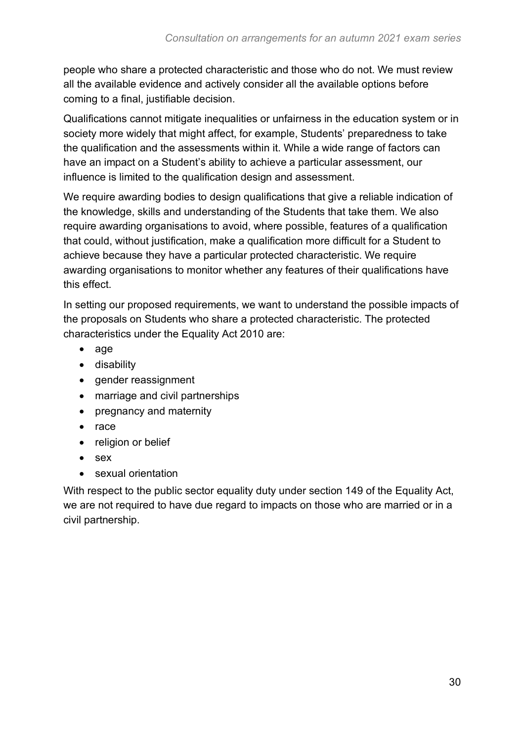people who share a protected characteristic and those who do not. We must review all the available evidence and actively consider all the available options before coming to a final, justifiable decision.

Qualifications cannot mitigate inequalities or unfairness in the education system or in society more widely that might affect, for example, Students' preparedness to take the qualification and the assessments within it. While a wide range of factors can have an impact on a Student's ability to achieve a particular assessment, our influence is limited to the qualification design and assessment.

We require awarding bodies to design qualifications that give a reliable indication of the knowledge, skills and understanding of the Students that take them. We also require awarding organisations to avoid, where possible, features of a qualification that could, without justification, make a qualification more difficult for a Student to achieve because they have a particular protected characteristic. We require awarding organisations to monitor whether any features of their qualifications have this effect.

In setting our proposed requirements, we want to understand the possible impacts of the proposals on Students who share a protected characteristic. The protected characteristics under the Equality Act 2010 are:

- age
- disability
- gender reassignment
- marriage and civil partnerships
- pregnancy and maternity
- race
- religion or belief
- sex
- sexual orientation

With respect to the public sector equality duty under section 149 of the Equality Act, we are not required to have due regard to impacts on those who are married or in a civil partnership.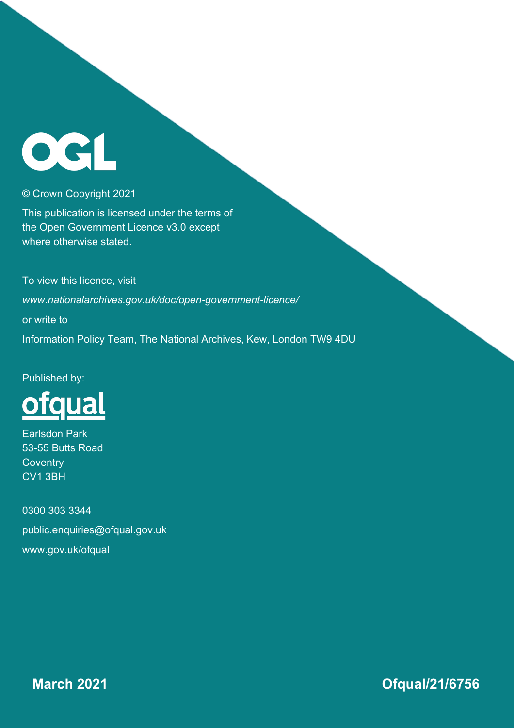OGL

© Crown Copyright 2021

This publication is licensed under the terms of the Open Government Licence v3.0 except where otherwise stated.

To view this licence, visit

*www.nationalarchives.gov.uk/doc/open-government-licence/*

or write to

Information Policy Team, The National Archives, Kew, London TW9 4DU

Published by:

ofqual

Earlsdon Park
53-55 Butts Road
Coventry
CV1 3BH

0300 303 3344

public.enquiries@ofqual.gov.uk

www.gov.uk/ofqual

**March 2021**

**Ofqual/21/6756**